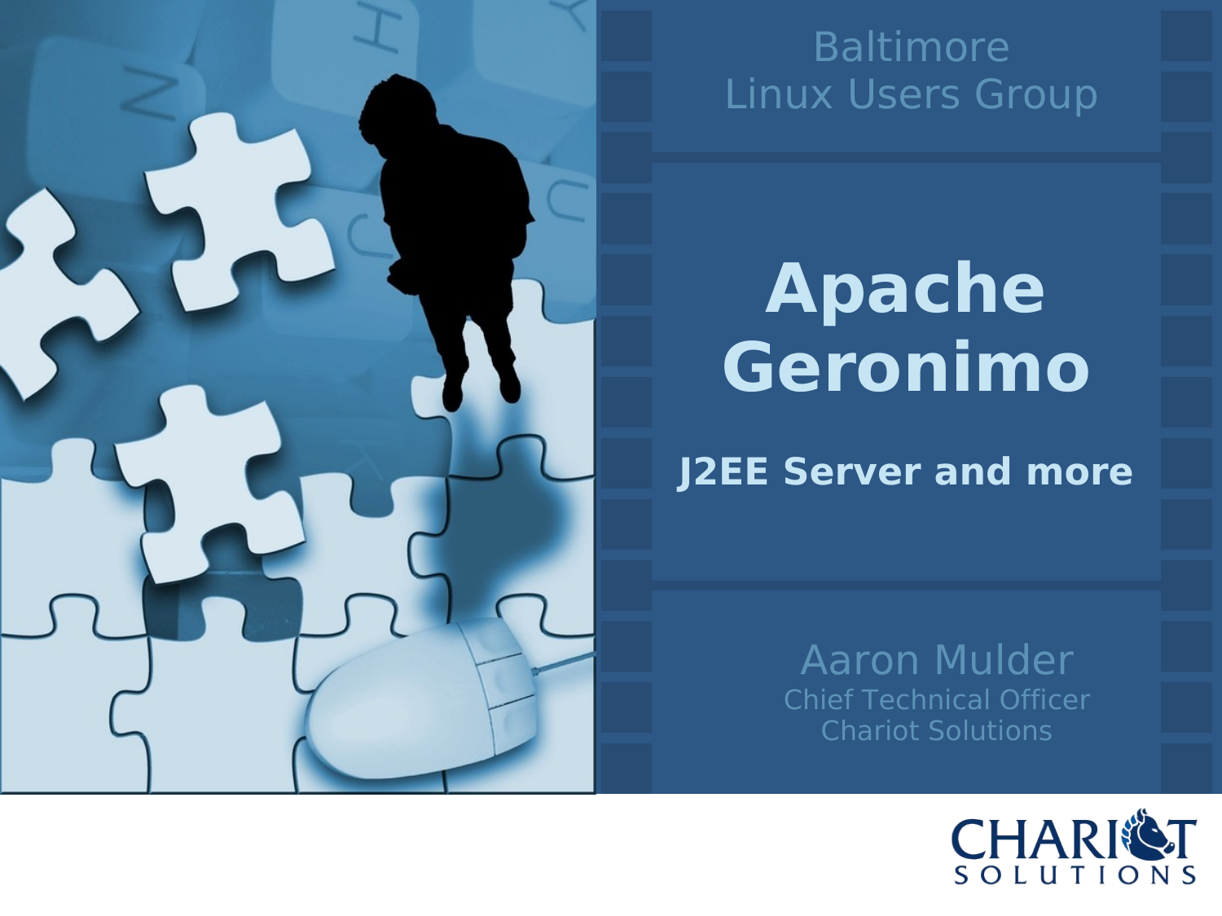Baltimore
Linux Users Group

# Apache Geronimo

## J2EE Server and more

Aaron Mulder
Chief Technical Officer
Chariot Solutions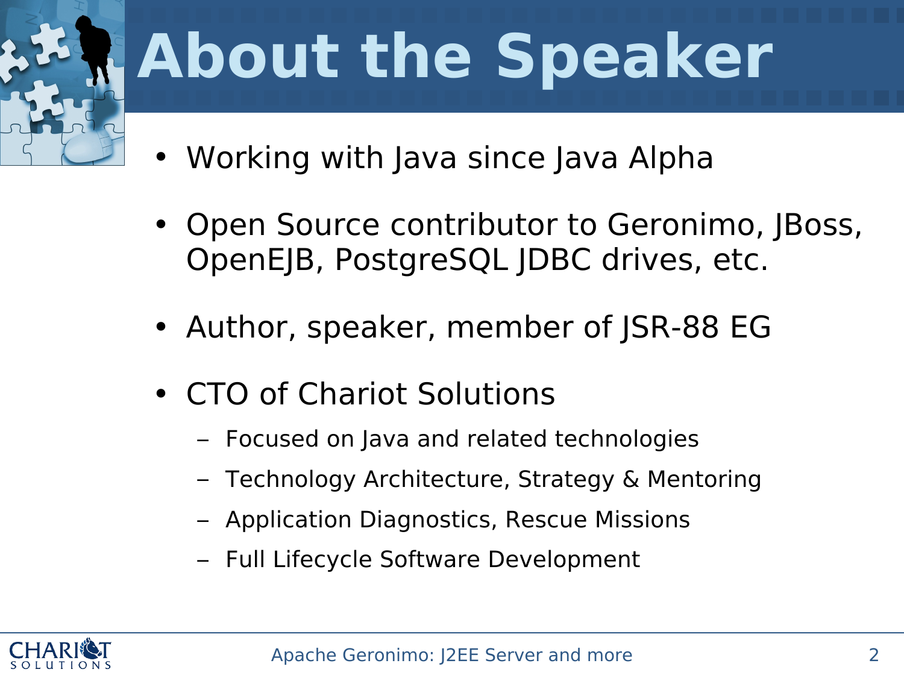# About the Speaker

- Working with Java since Java Alpha
- Open Source contributor to Geronimo, JBoss, OpenEJB, PostgreSQL JDBC drives, etc.
- Author, speaker, member of JSR-88 EG
- CTO of Chariot Solutions
  - Focused on Java and related technologies
  - Technology Architecture, Strategy & Mentoring
  - Application Diagnostics, Rescue Missions
  - Full Lifecycle Software Development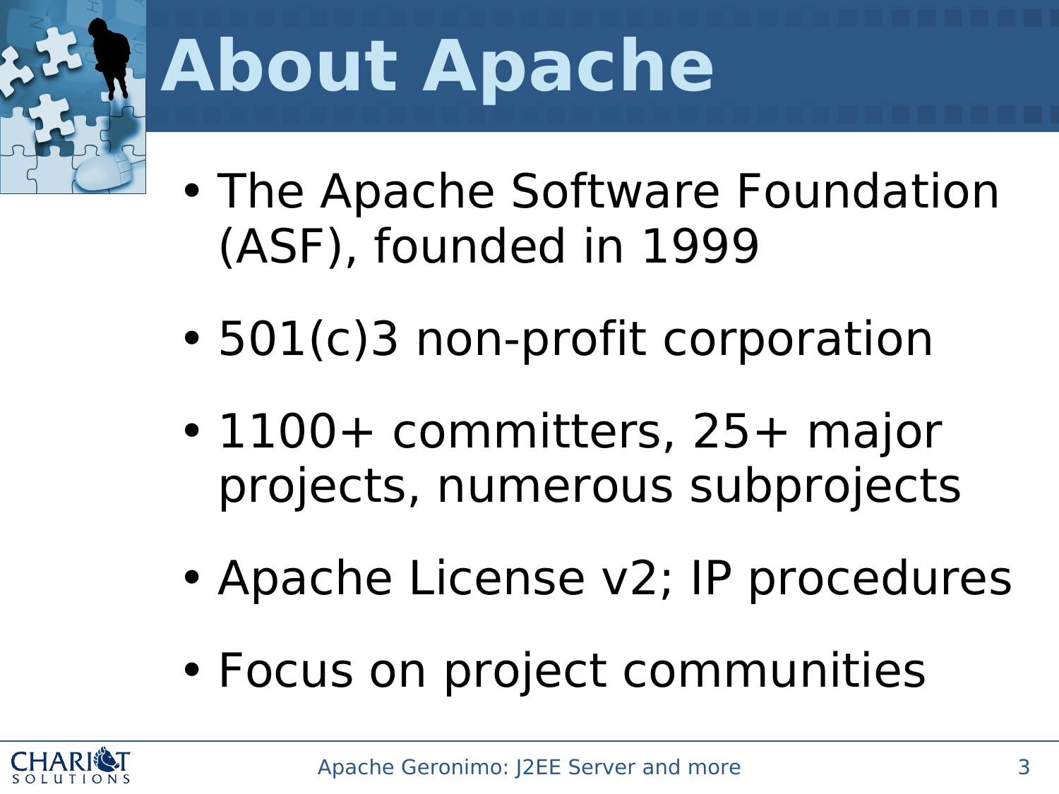# About Apache

- The Apache Software Foundation (ASF), founded in 1999
- 501(c)3 non-profit corporation
- 1100+ committers, 25+ major projects, numerous subprojects
- Apache License v2; IP procedures
- Focus on project communities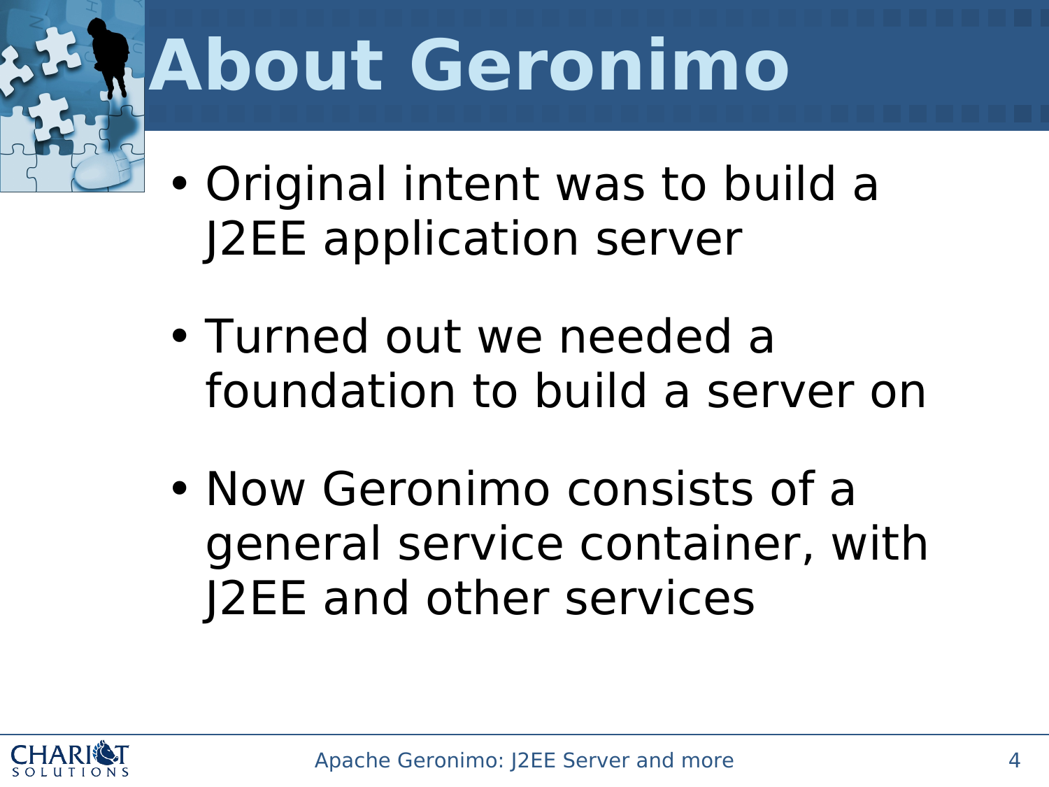# About Geronimo

- Original intent was to build a J2EE application server
- Turned out we needed a foundation to build a server on
- Now Geronimo consists of a general service container, with J2EE and other services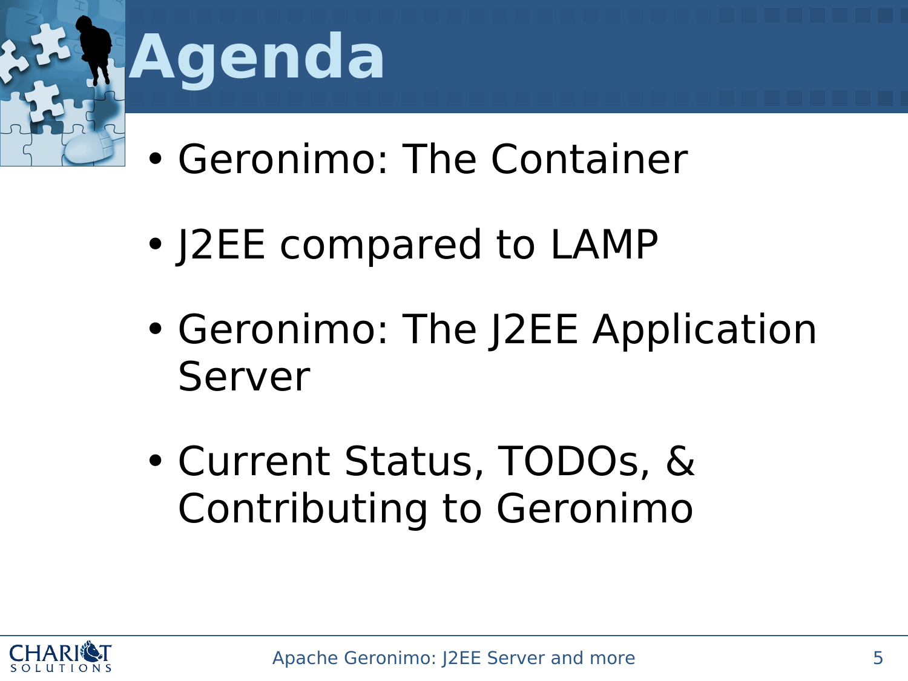# Agenda

- Geronimo: The Container
- J2EE compared to LAMP
- Geronimo: The J2EE Application Server
- Current Status, TODOs, & Contributing to Geronimo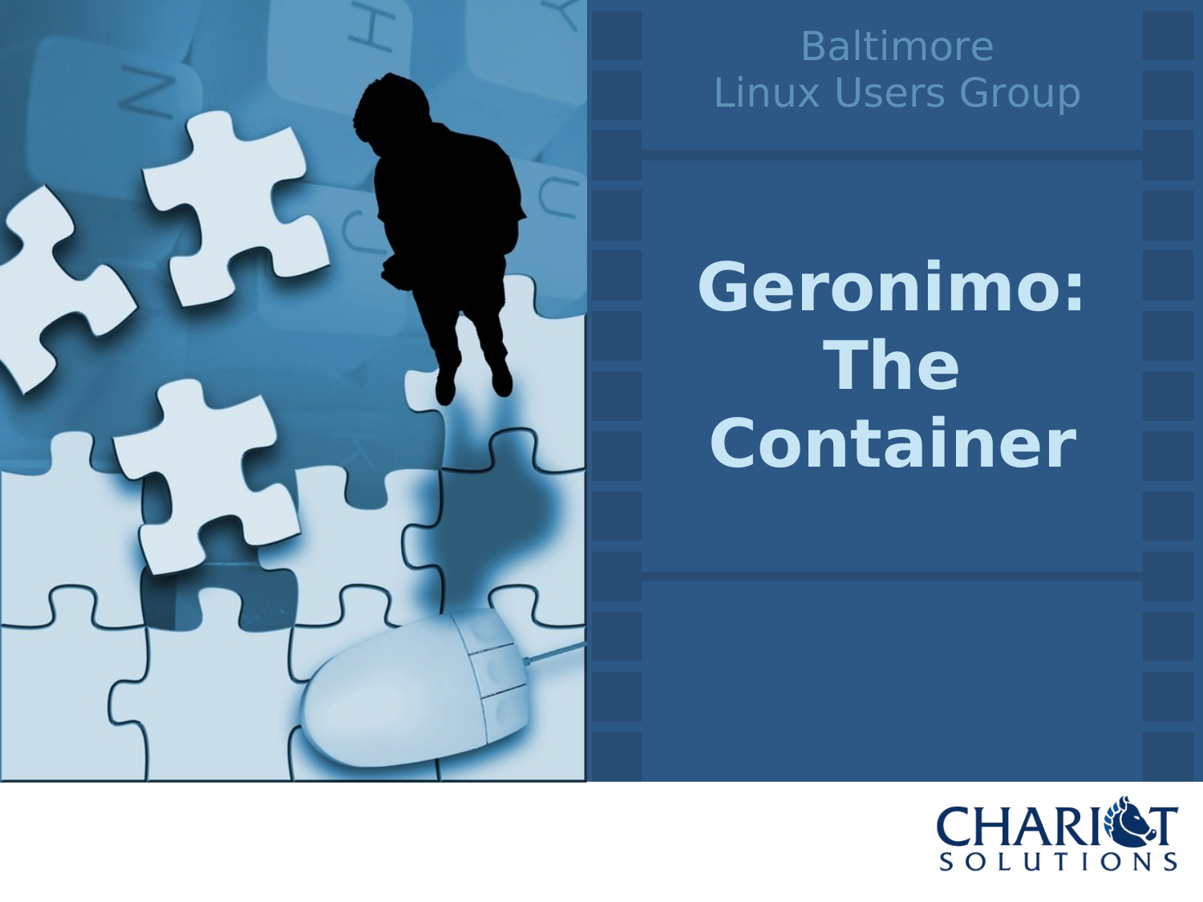Baltimore
Linux Users Group

# Geronimo: The Container

CHARIOT SOLUTIONS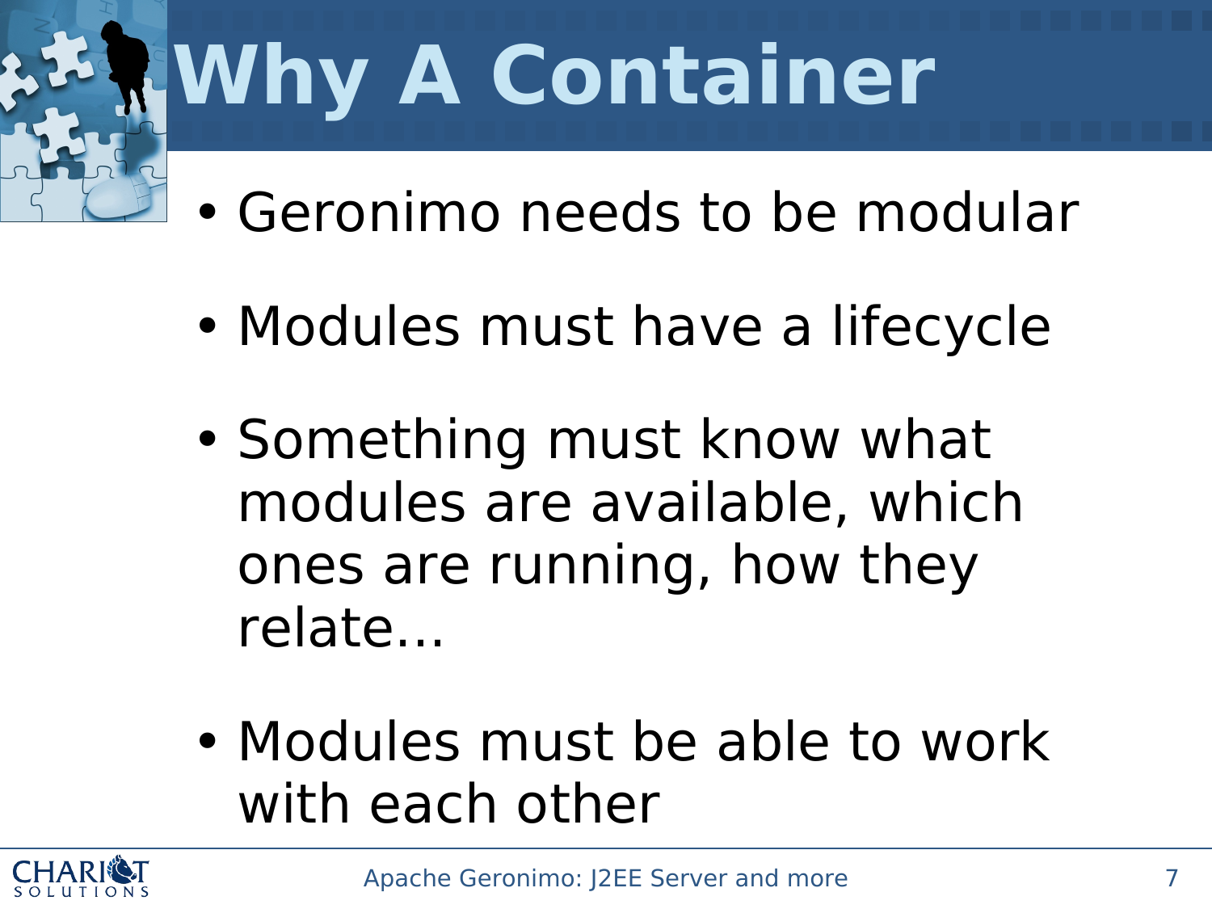# Why A Container

- Geronimo needs to be modular
- Modules must have a lifecycle
- Something must know what modules are available, which ones are running, how they relate...
- Modules must be able to work with each other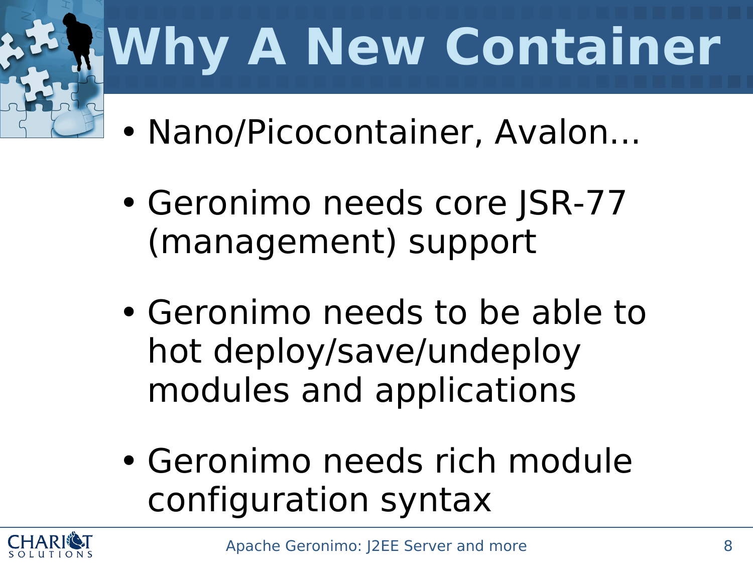# Why A New Container

- Nano/Picocontainer, Avalon...
- Geronimo needs core JSR-77 (management) support
- Geronimo needs to be able to hot deploy/save/undeploy modules and applications
- Geronimo needs rich module configuration syntax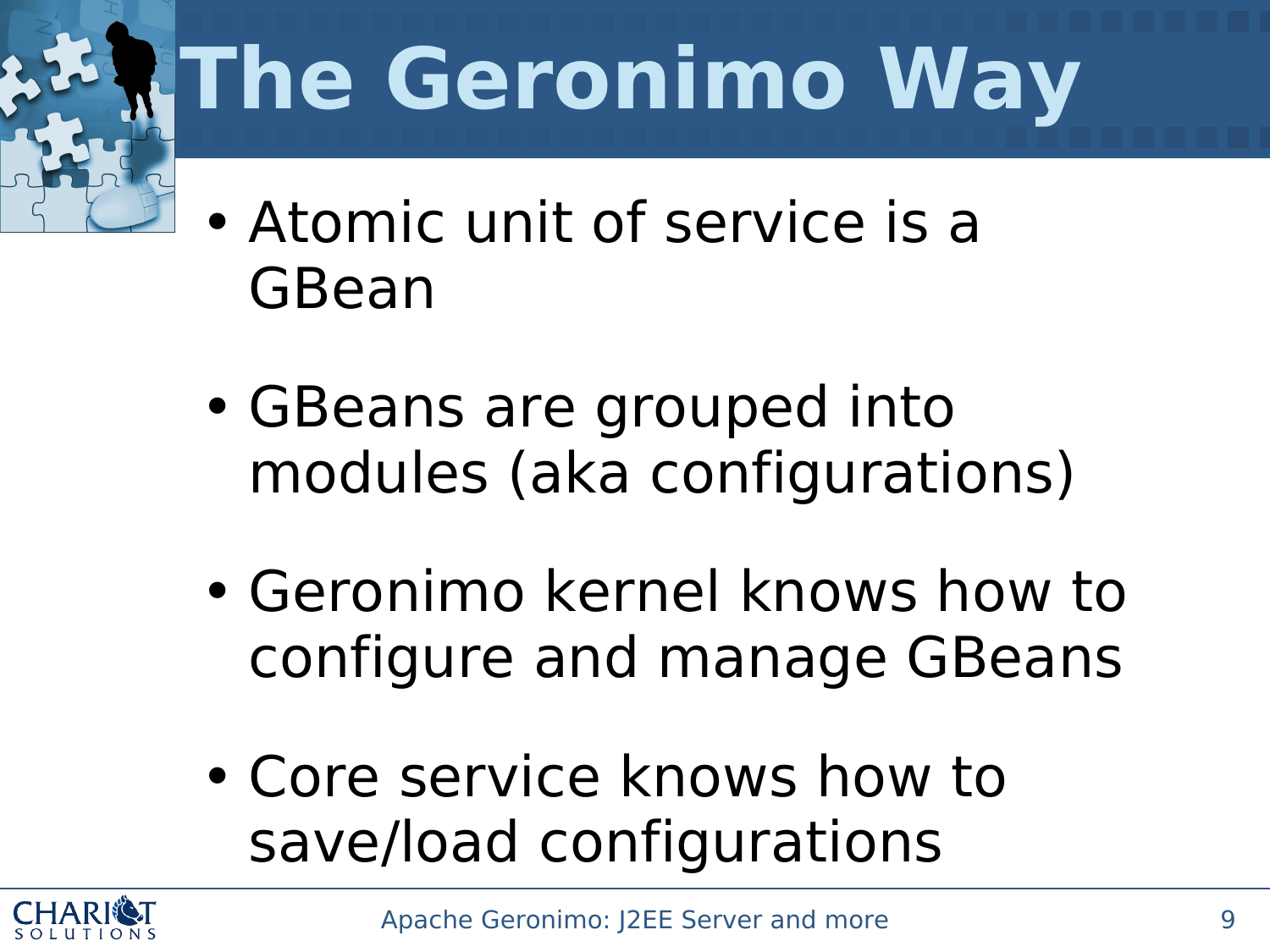# The Geronimo Way

- Atomic unit of service is a GBean
- GBeans are grouped into modules (aka configurations)
- Geronimo kernel knows how to configure and manage GBeans
- Core service knows how to save/load configurations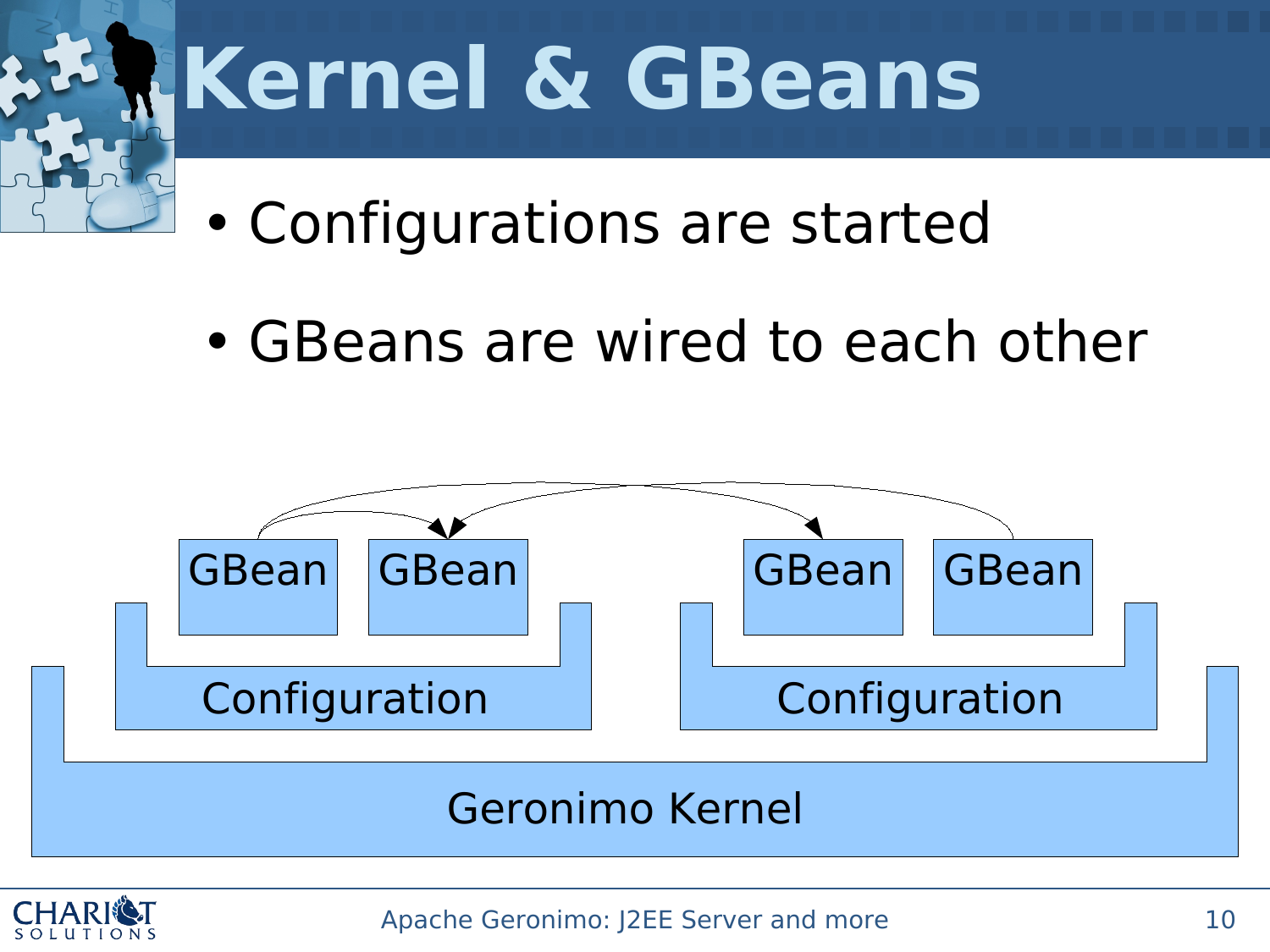# Kernel & GBeans

- Configurations are started
- GBeans are wired to each other

GBean GBean GBean GBean

Configuration Configuration

Geronimo Kernel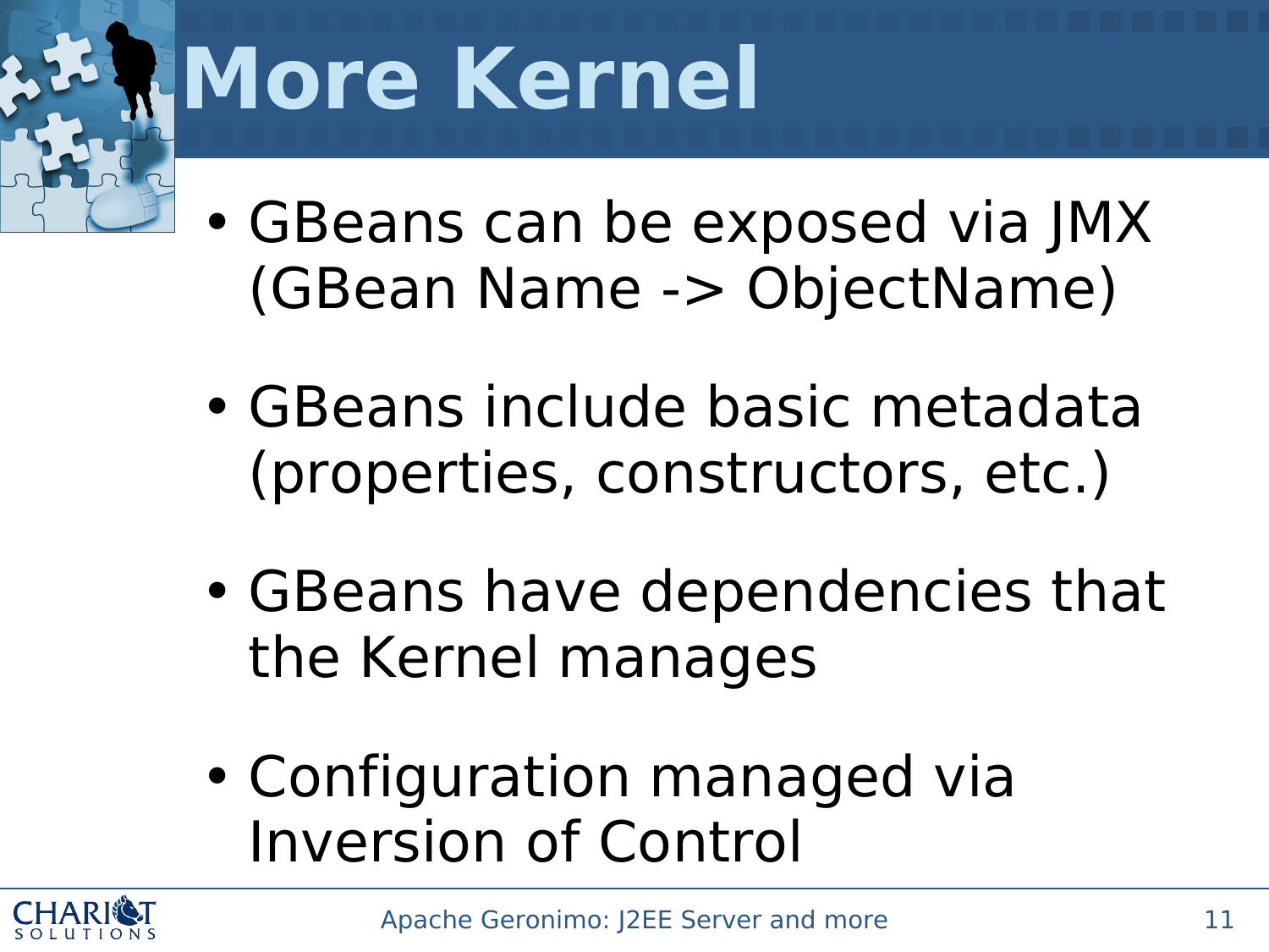# More Kernel

- GBeans can be exposed via JMX (GBean Name -> ObjectName)
- GBeans include basic metadata (properties, constructors, etc.)
- GBeans have dependencies that the Kernel manages
- Configuration managed via Inversion of Control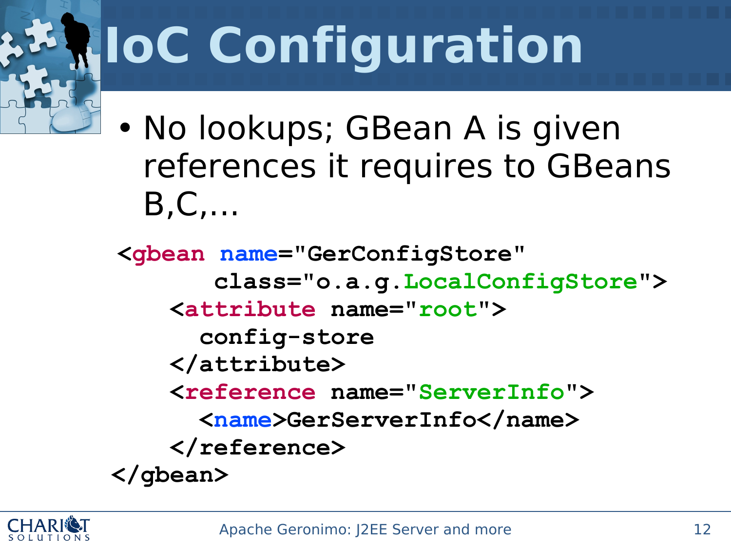# IoC Configuration

- No lookups; GBean A is given references it requires to GBeans B,C,...

```
<gbean name="GerConfigStore"
       class="o.a.g.LocalConfigStore">
    <attribute name="root">
      config-store
    </attribute>
    <reference name="ServerInfo">
      <name>GerServerInfo</name>
    </reference>
</gbean>
```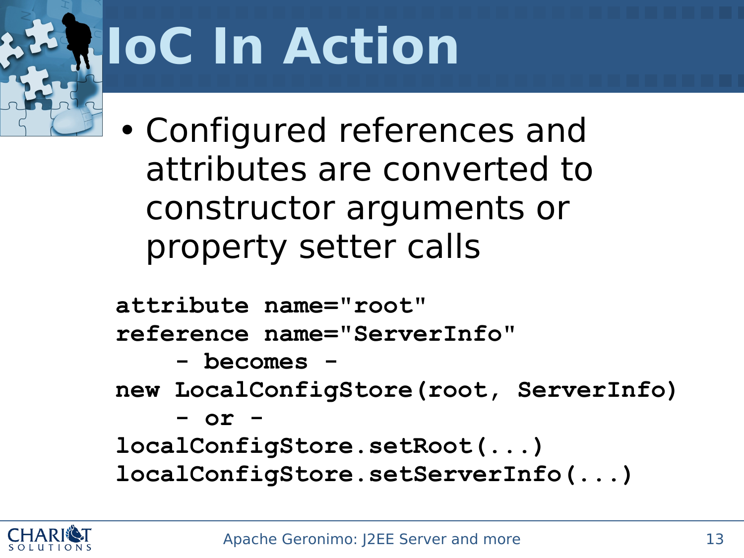# IoC In Action

- Configured references and attributes are converted to constructor arguments or property setter calls

```
attribute name="root"
reference name="ServerInfo"
    - becomes -
new LocalConfigStore(root, ServerInfo)
    - or -
localConfigStore.setRoot(...)
localConfigStore.setServerInfo(...)
```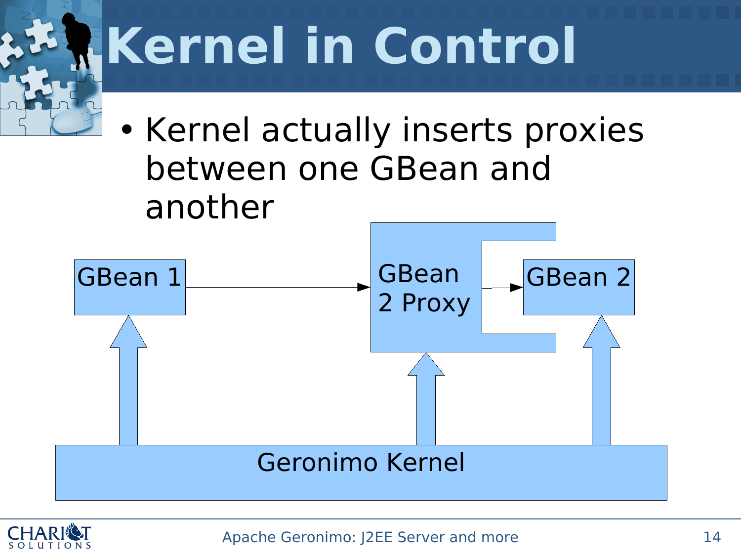# Kernel in Control

- Kernel actually inserts proxies between one GBean and another

GBean 1

GBean 2 Proxy

GBean 2

Geronimo Kernel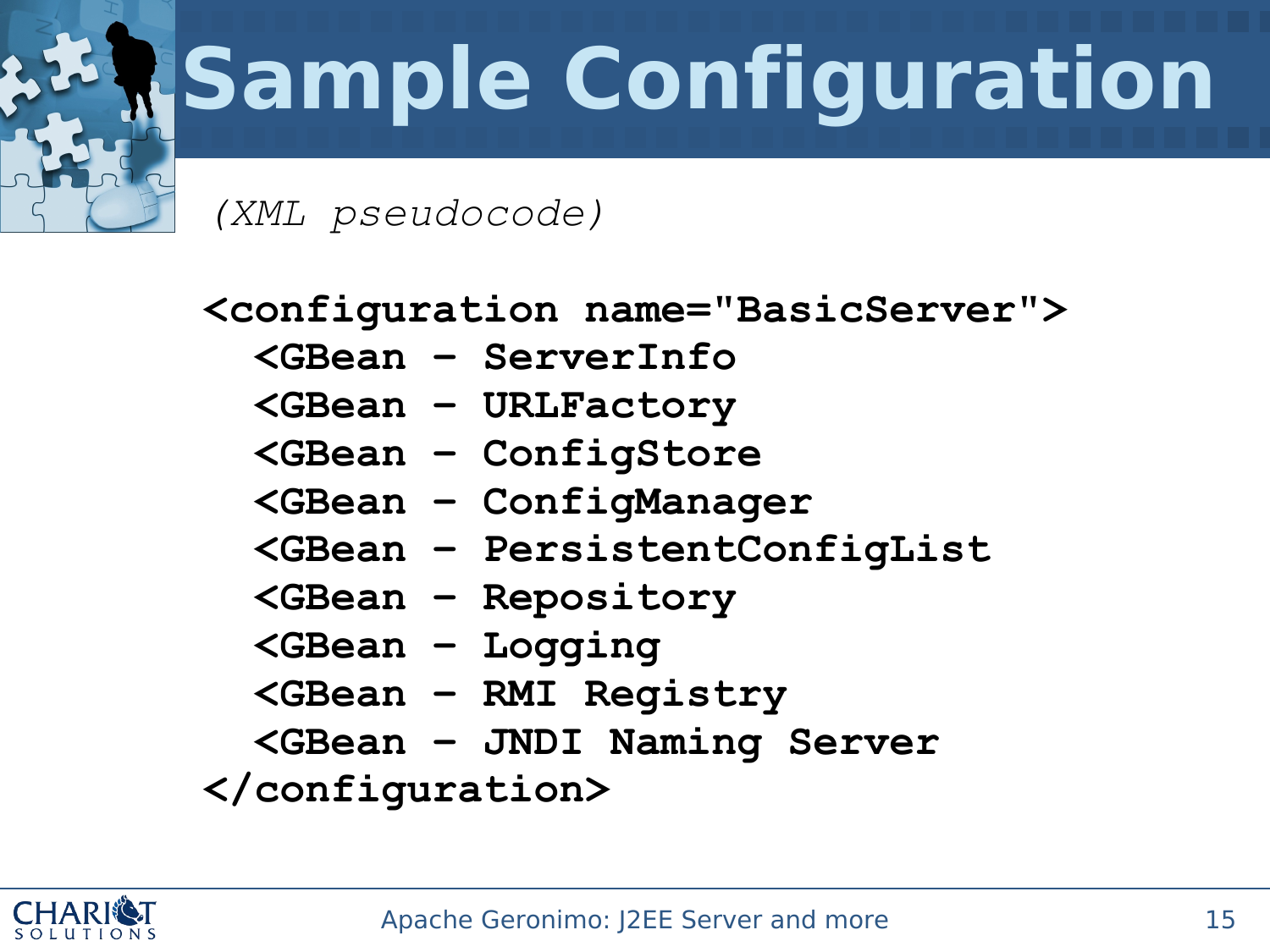# Sample Configuration

*(XML pseudocode)*

```
<configuration name="BasicServer">
  <GBean – ServerInfo
  <GBean – URLFactory
  <GBean – ConfigStore
  <GBean – ConfigManager
  <GBean – PersistentConfigList
  <GBean – Repository
  <GBean – Logging
  <GBean – RMI Registry
  <GBean – JNDI Naming Server
</configuration>
```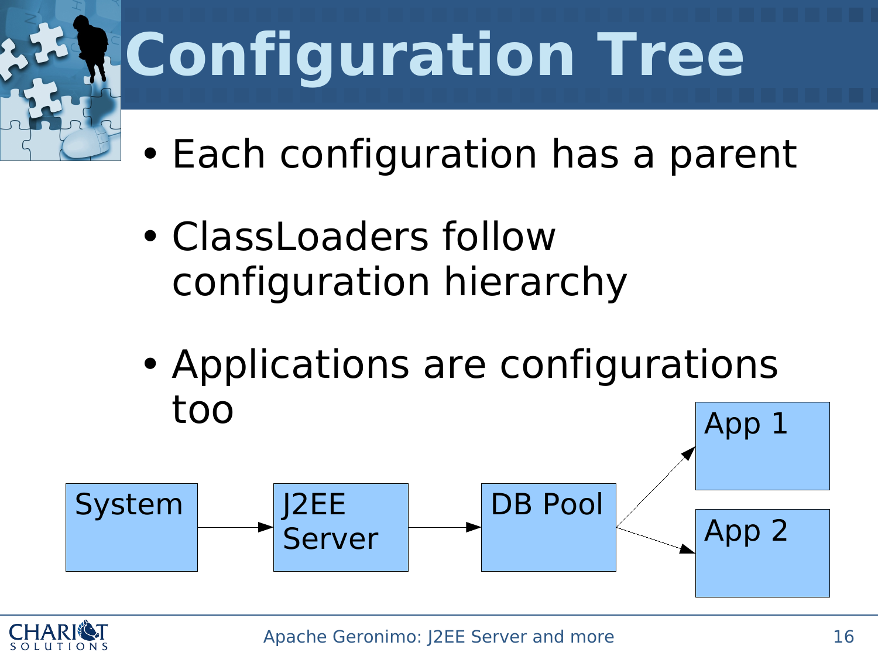# Configuration Tree

- Each configuration has a parent
- ClassLoaders follow configuration hierarchy
- Applications are configurations too

System → J2EE Server → DB Pool → App 1, App 2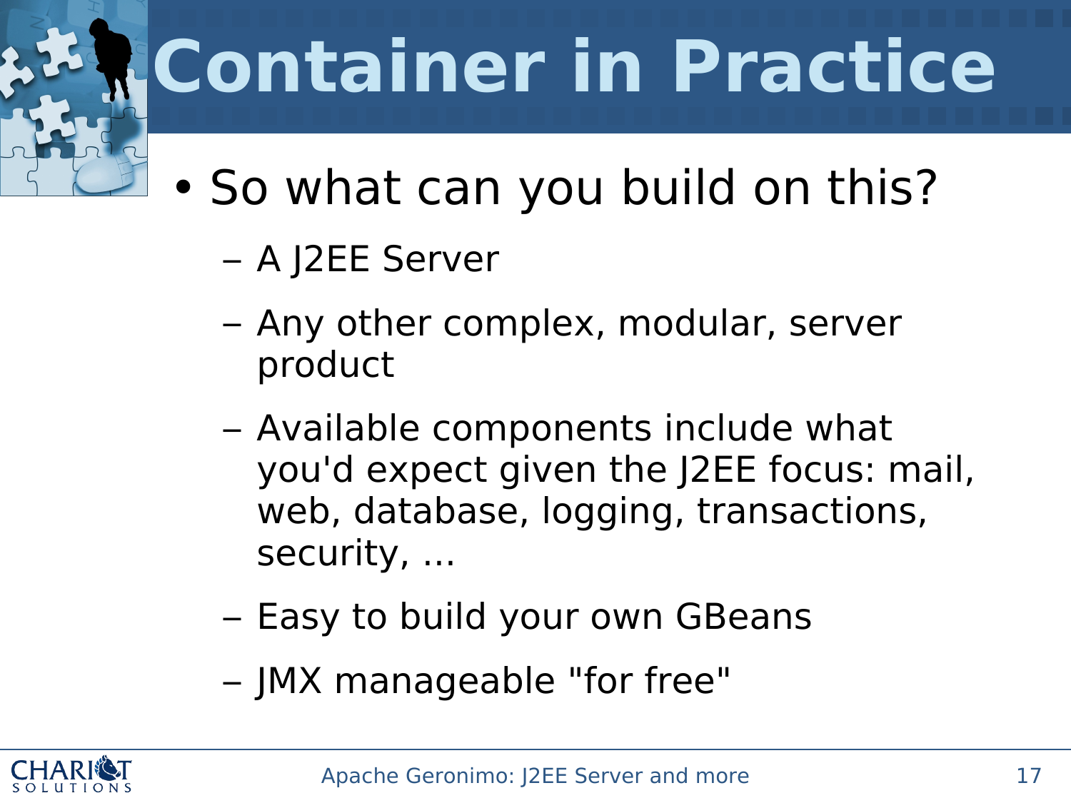# Container in Practice

- So what can you build on this?
  - A J2EE Server
  - Any other complex, modular, server product
  - Available components include what you'd expect given the J2EE focus: mail, web, database, logging, transactions, security, ...
  - Easy to build your own GBeans
  - JMX manageable "for free"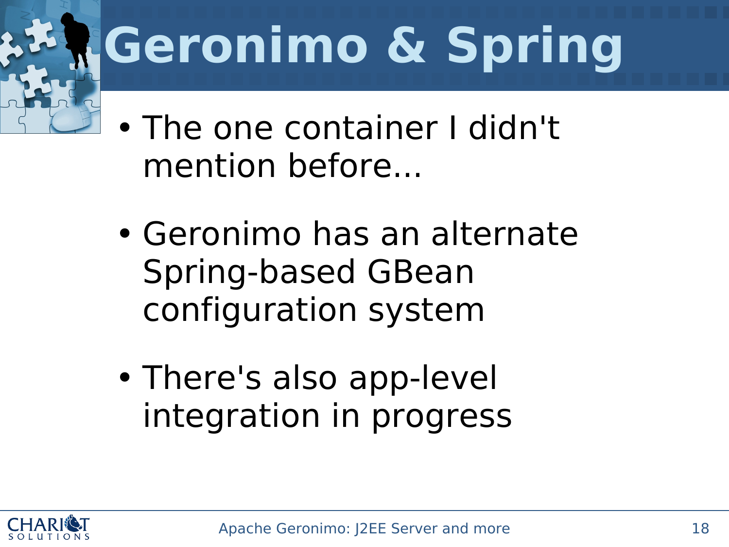# Geronimo & Spring

- The one container I didn't mention before...
- Geronimo has an alternate Spring-based GBean configuration system
- There's also app-level integration in progress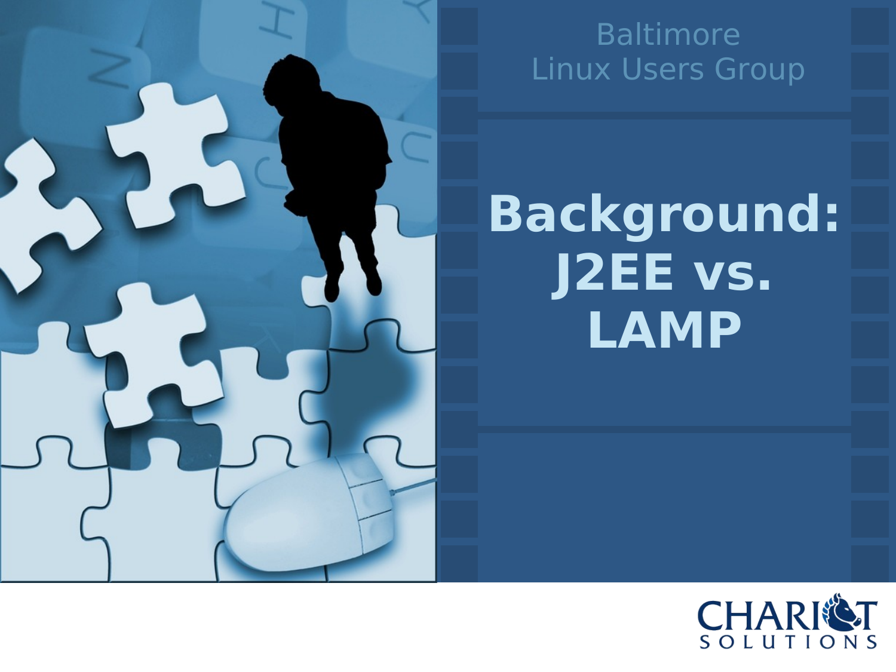Baltimore
Linux Users Group

# Background: J2EE vs. LAMP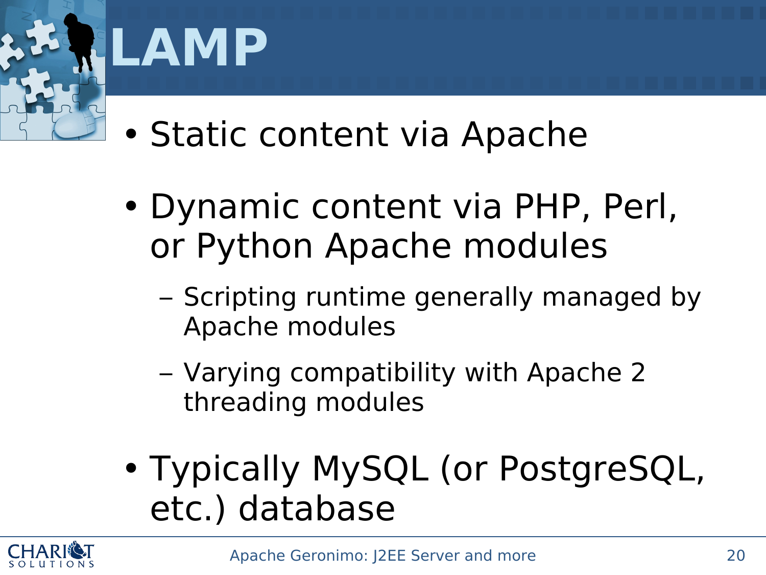# LAMP

- Static content via Apache
- Dynamic content via PHP, Perl, or Python Apache modules
  - Scripting runtime generally managed by Apache modules
  - Varying compatibility with Apache 2 threading modules
- Typically MySQL (or PostgreSQL, etc.) database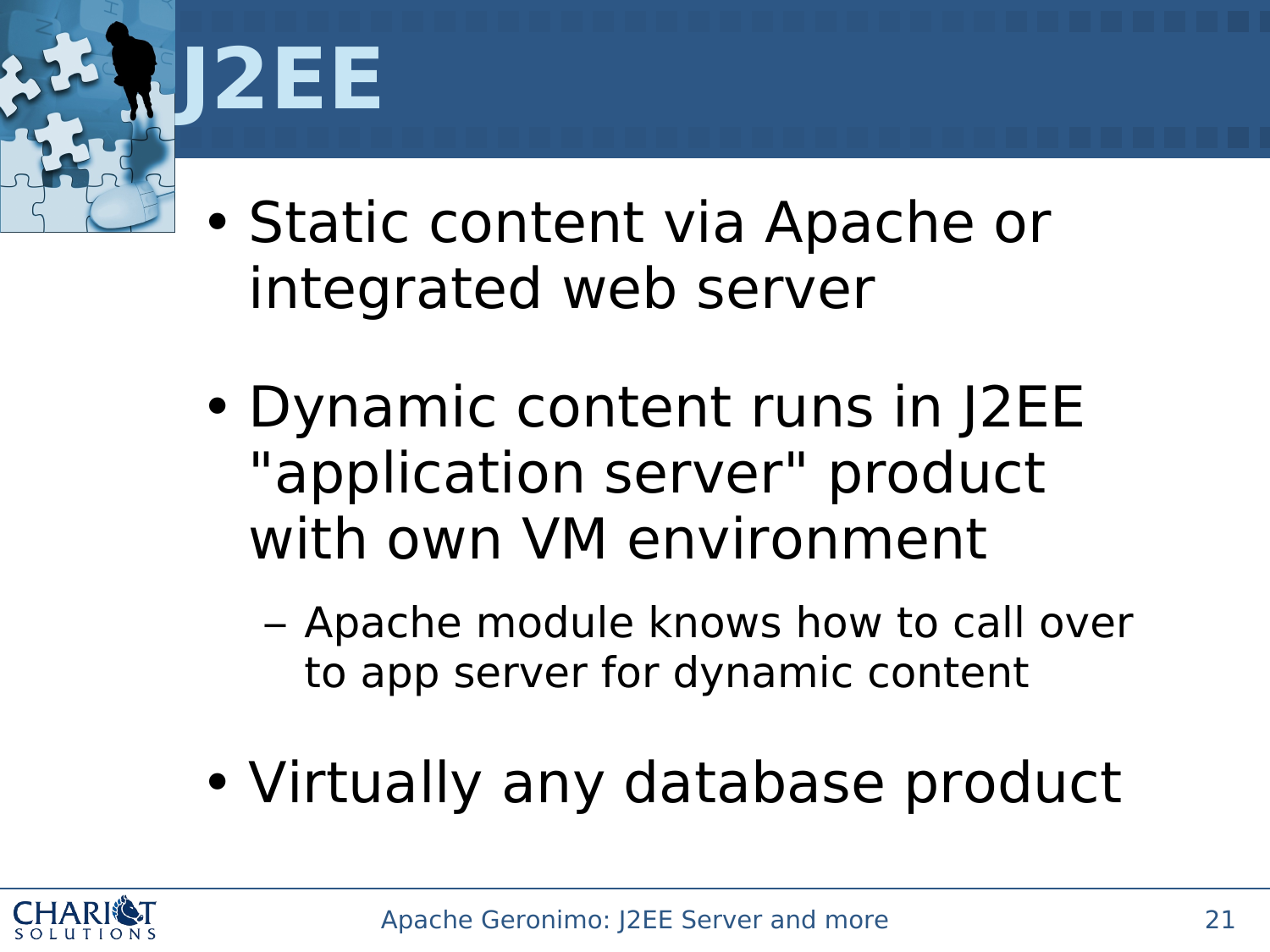# J2EE

- Static content via Apache or integrated web server
- Dynamic content runs in J2EE "application server" product with own VM environment
  - Apache module knows how to call over to app server for dynamic content
- Virtually any database product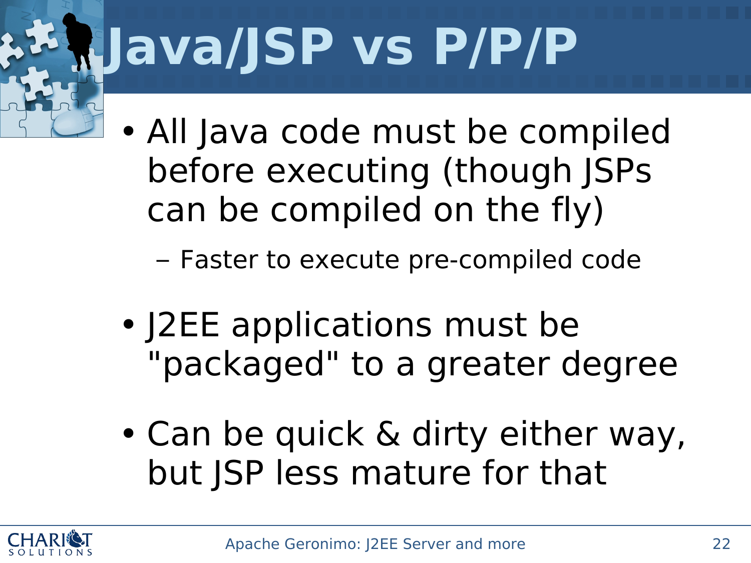# Java/JSP vs P/P/P

- All Java code must be compiled before executing (though JSPs can be compiled on the fly)
  - Faster to execute pre-compiled code
- J2EE applications must be "packaged" to a greater degree
- Can be quick & dirty either way, but JSP less mature for that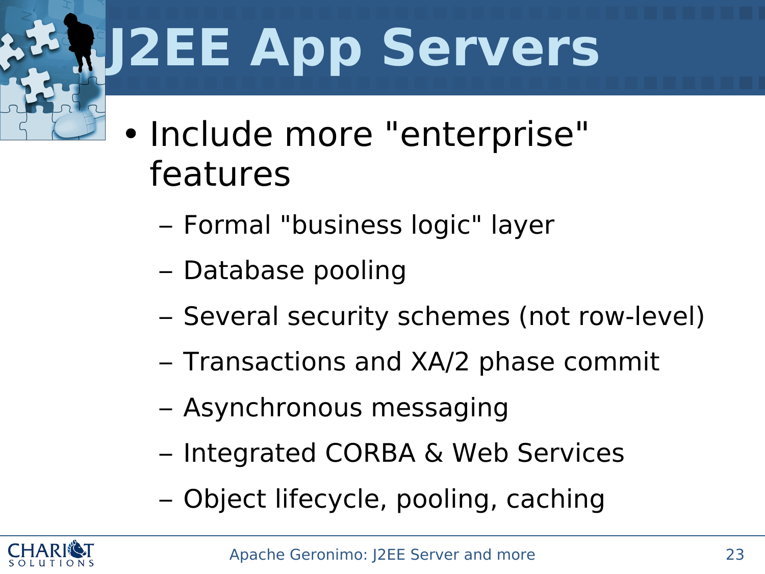# J2EE App Servers

- Include more "enterprise" features
  - Formal "business logic" layer
  - Database pooling
  - Several security schemes (not row-level)
  - Transactions and XA/2 phase commit
  - Asynchronous messaging
  - Integrated CORBA & Web Services
  - Object lifecycle, pooling, caching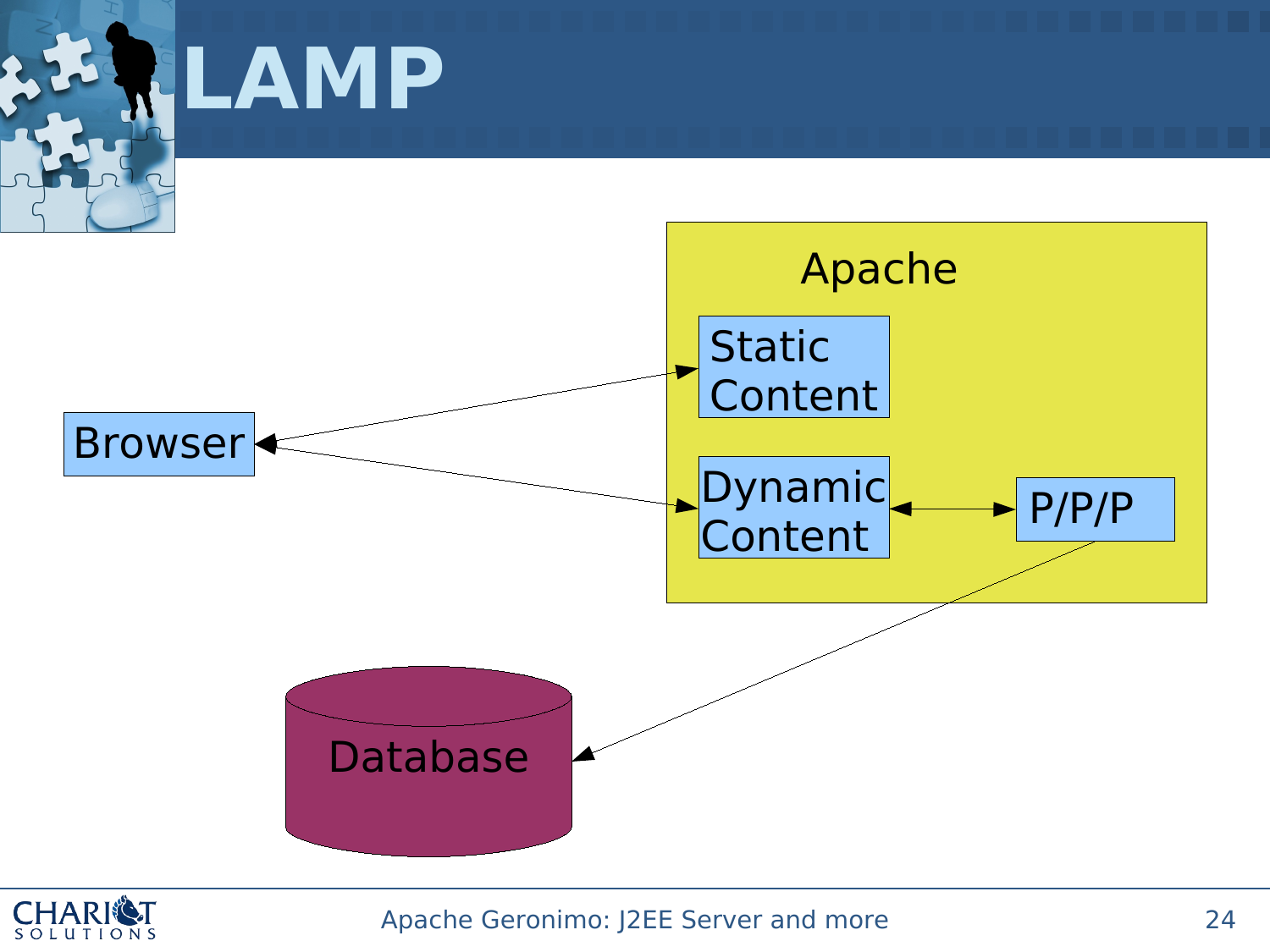# LAMP

Apache

Static Content

Browser

Dynamic Content

P/P/P

Database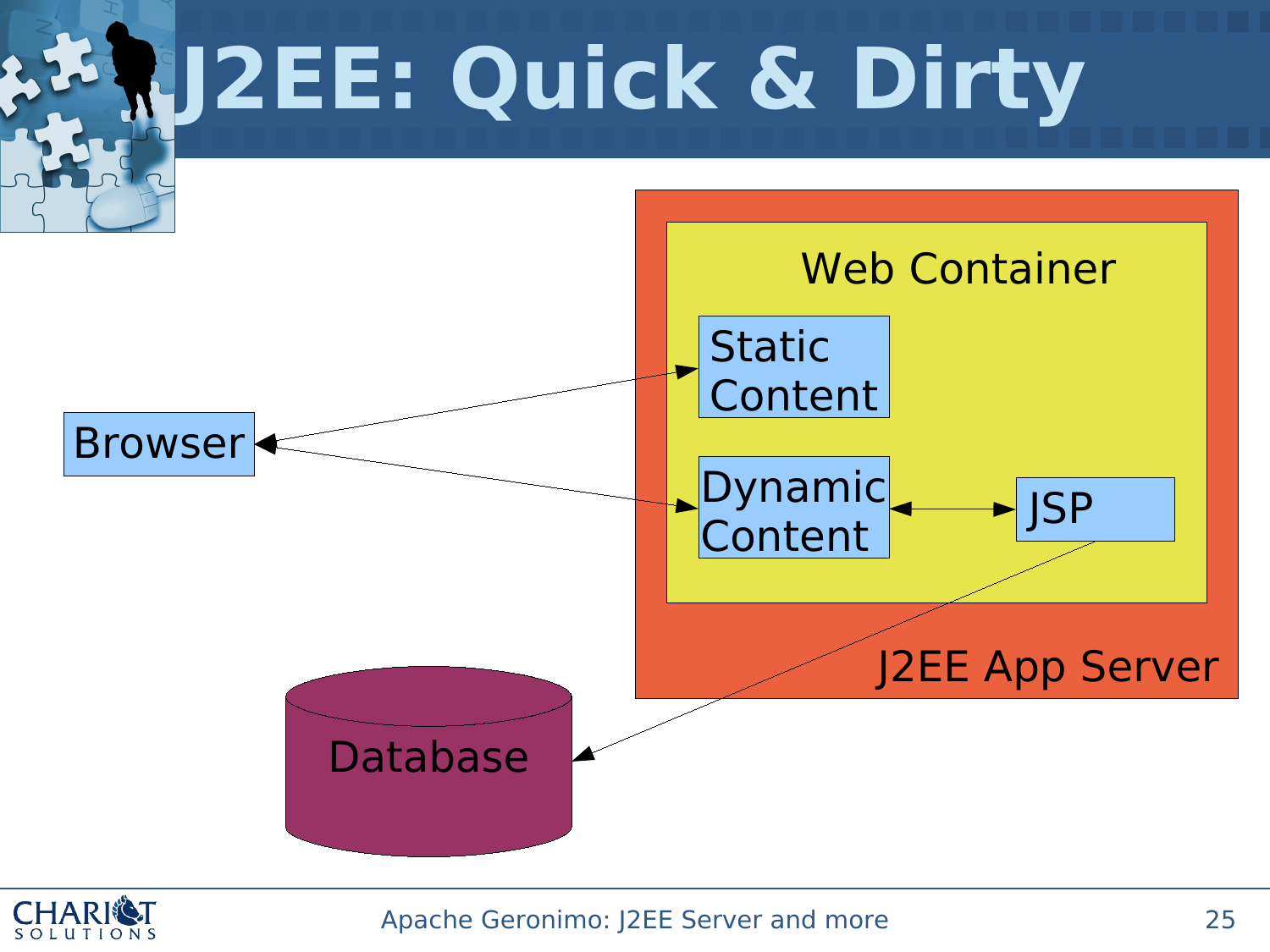# J2EE: Quick & Dirty

Web Container

Static Content

Browser

Dynamic Content

JSP

J2EE App Server

Database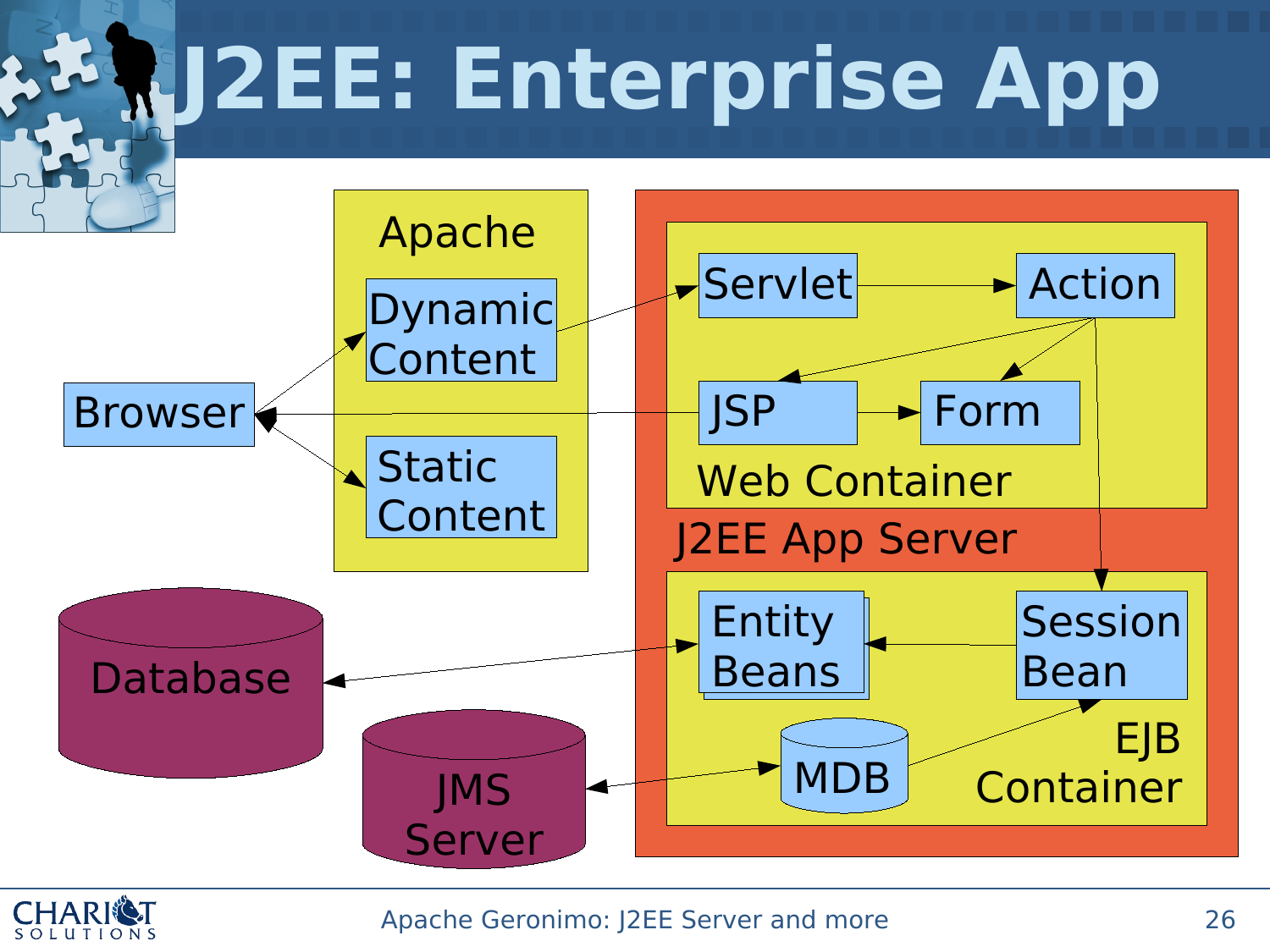# J2EE: Enterprise App

Browser

Apache
- Dynamic Content
- Static Content

J2EE App Server
- Web Container
  - Servlet
  - Action
  - JSP
  - Form
- EJB Container
  - Entity Beans
  - Session Bean
  - MDB

Database

JMS Server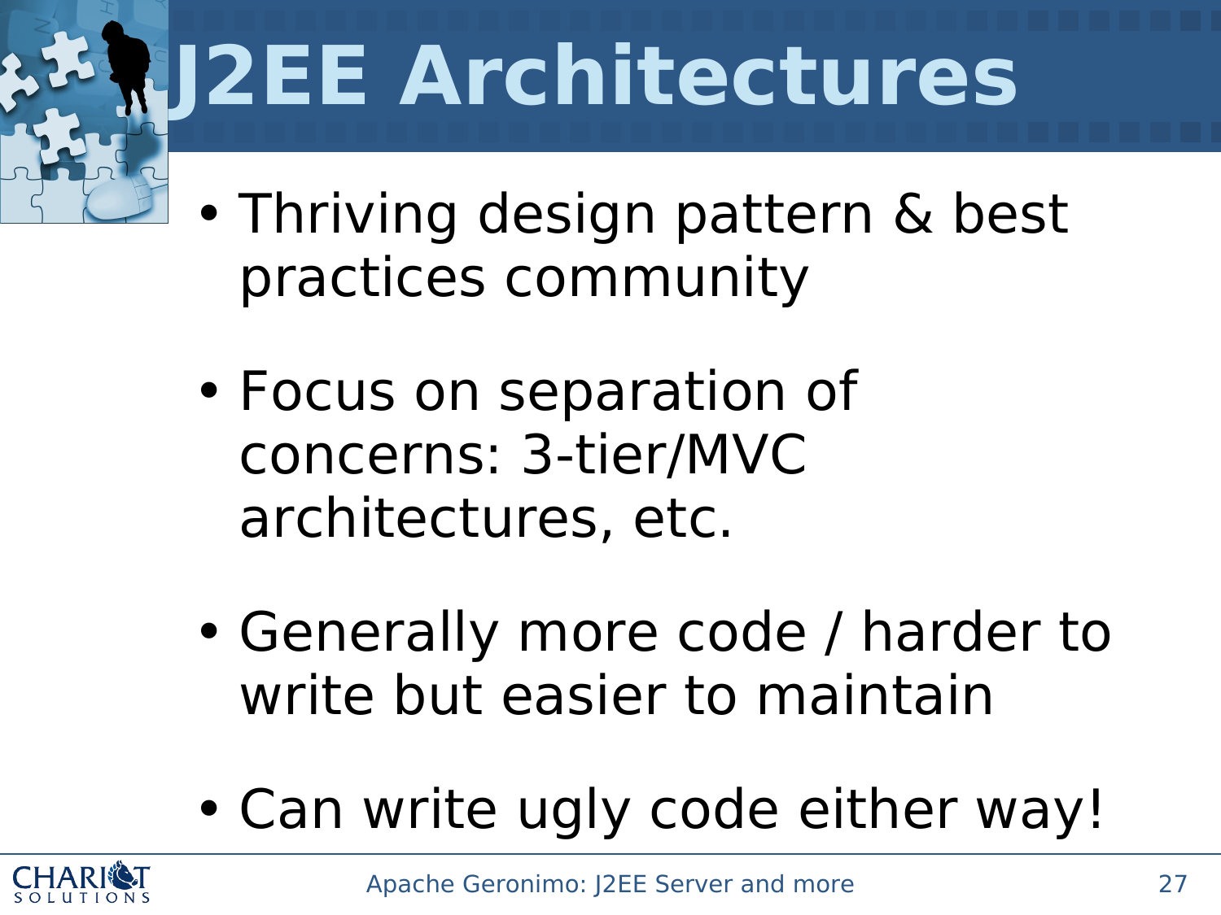# J2EE Architectures

- Thriving design pattern & best practices community
- Focus on separation of concerns: 3-tier/MVC architectures, etc.
- Generally more code / harder to write but easier to maintain
- Can write ugly code either way!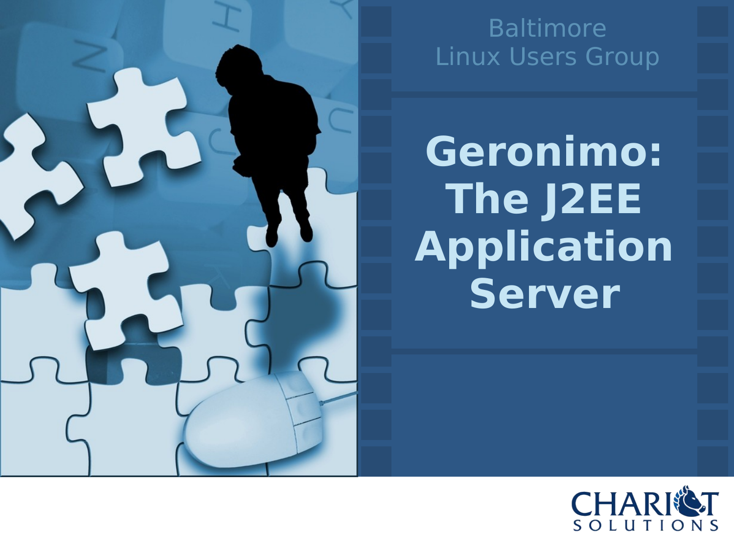Baltimore
Linux Users Group

# Geronimo: The J2EE Application Server

CHARIOT SOLUTIONS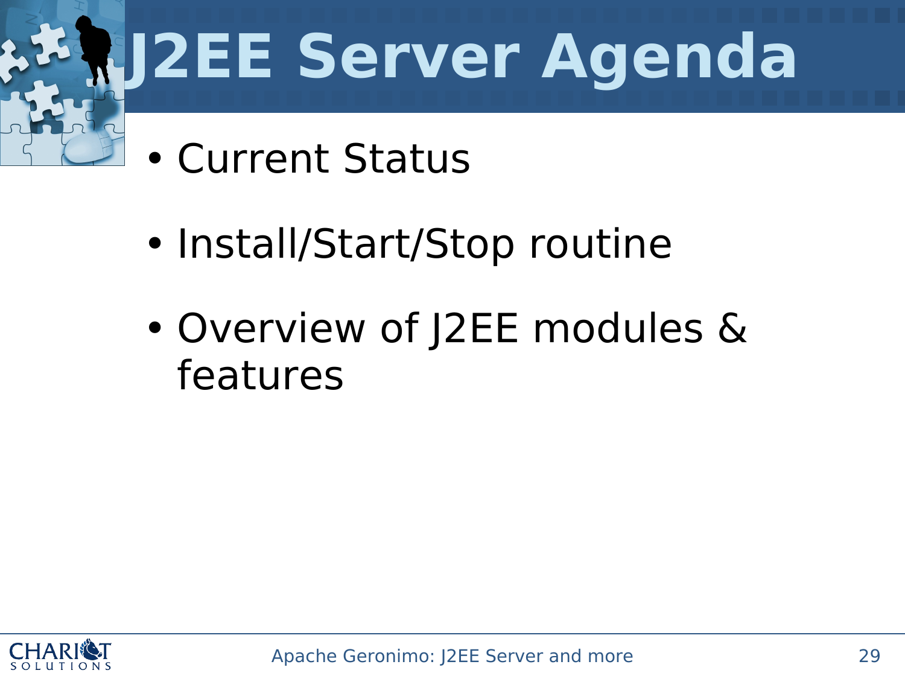# J2EE Server Agenda

- Current Status
- Install/Start/Stop routine
- Overview of J2EE modules & features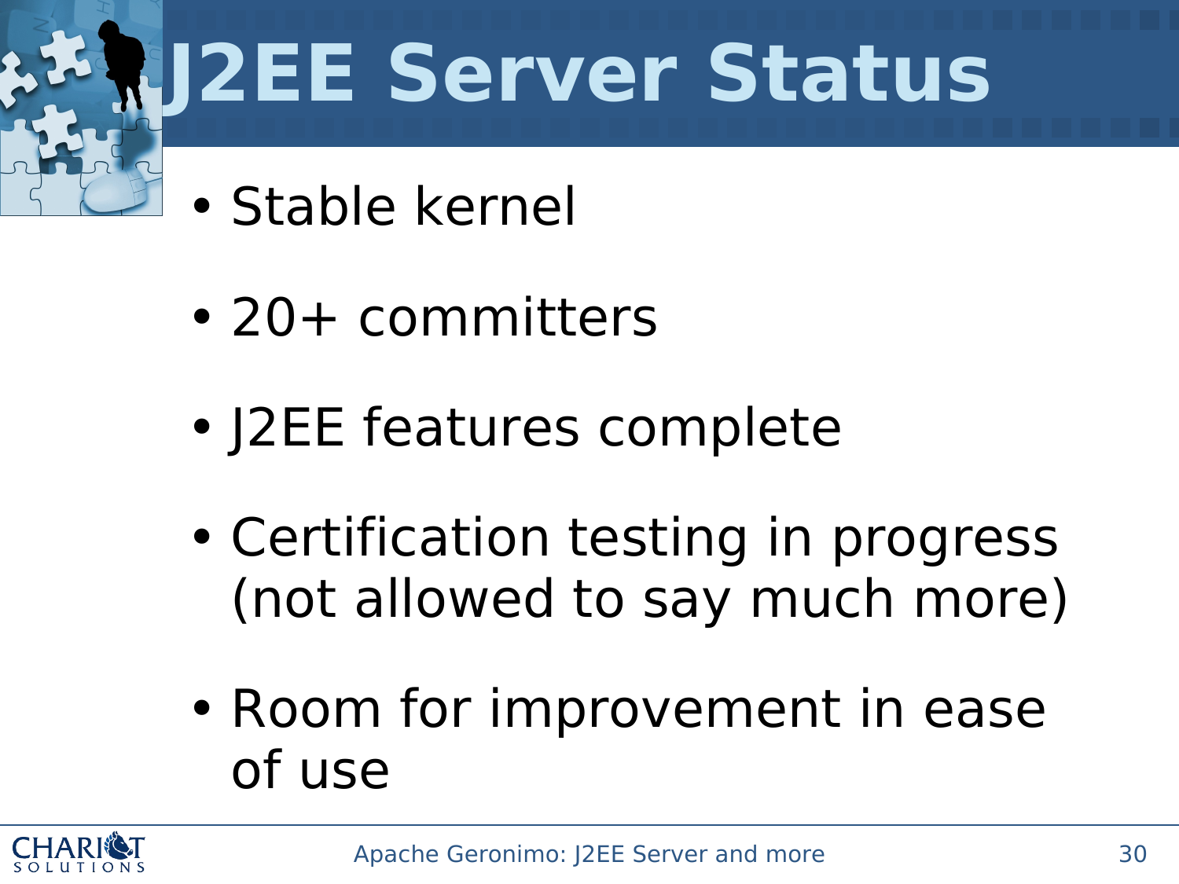# J2EE Server Status

- Stable kernel
- 20+ committers
- J2EE features complete
- Certification testing in progress (not allowed to say much more)
- Room for improvement in ease of use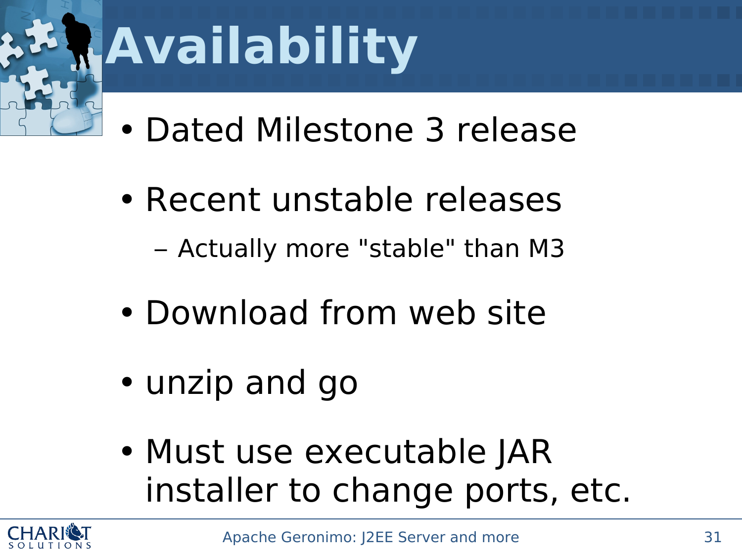# Availability

- Dated Milestone 3 release
- Recent unstable releases
  - Actually more "stable" than M3
- Download from web site
- unzip and go
- Must use executable JAR installer to change ports, etc.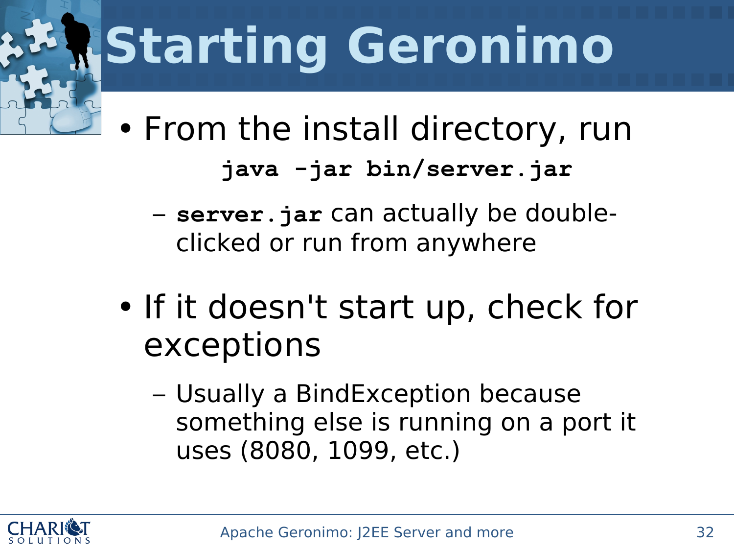# Starting Geronimo

- From the install directory, run

```
java -jar bin/server.jar
```

  - **`server.jar`** can actually be double-clicked or run from anywhere

- If it doesn't start up, check for exceptions
  - Usually a BindException because something else is running on a port it uses (8080, 1099, etc.)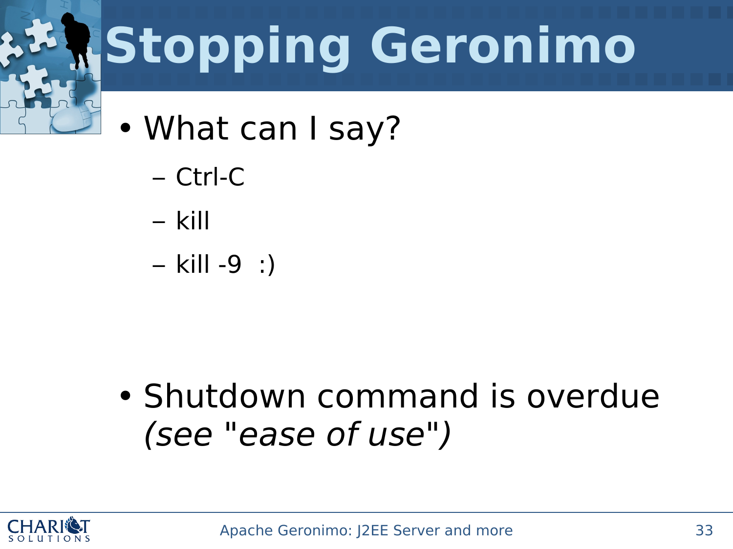# Stopping Geronimo

- What can I say?
  - Ctrl-C
  - kill
  - kill -9  :)

- Shutdown command is overdue *(see "ease of use")*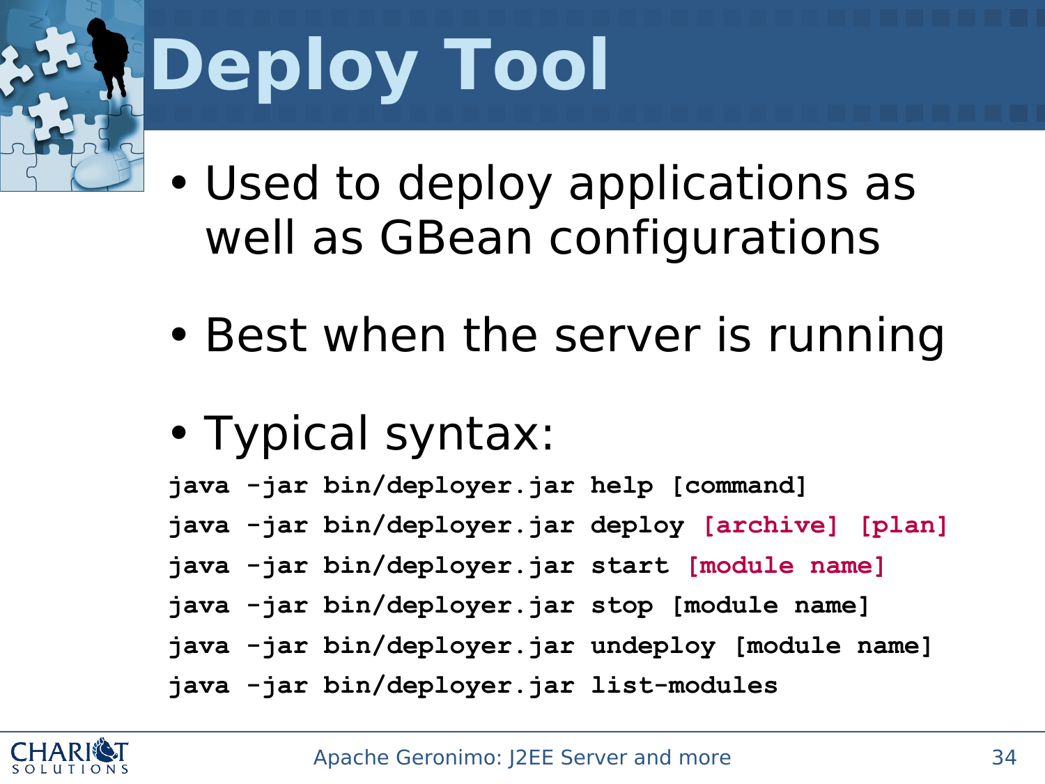# Deploy Tool

- Used to deploy applications as well as GBean configurations
- Best when the server is running
- Typical syntax:

```
java -jar bin/deployer.jar help [command]
java -jar bin/deployer.jar deploy [archive] [plan]
java -jar bin/deployer.jar start [module name]
java -jar bin/deployer.jar stop [module name]
java -jar bin/deployer.jar undeploy [module name]
java -jar bin/deployer.jar list-modules
```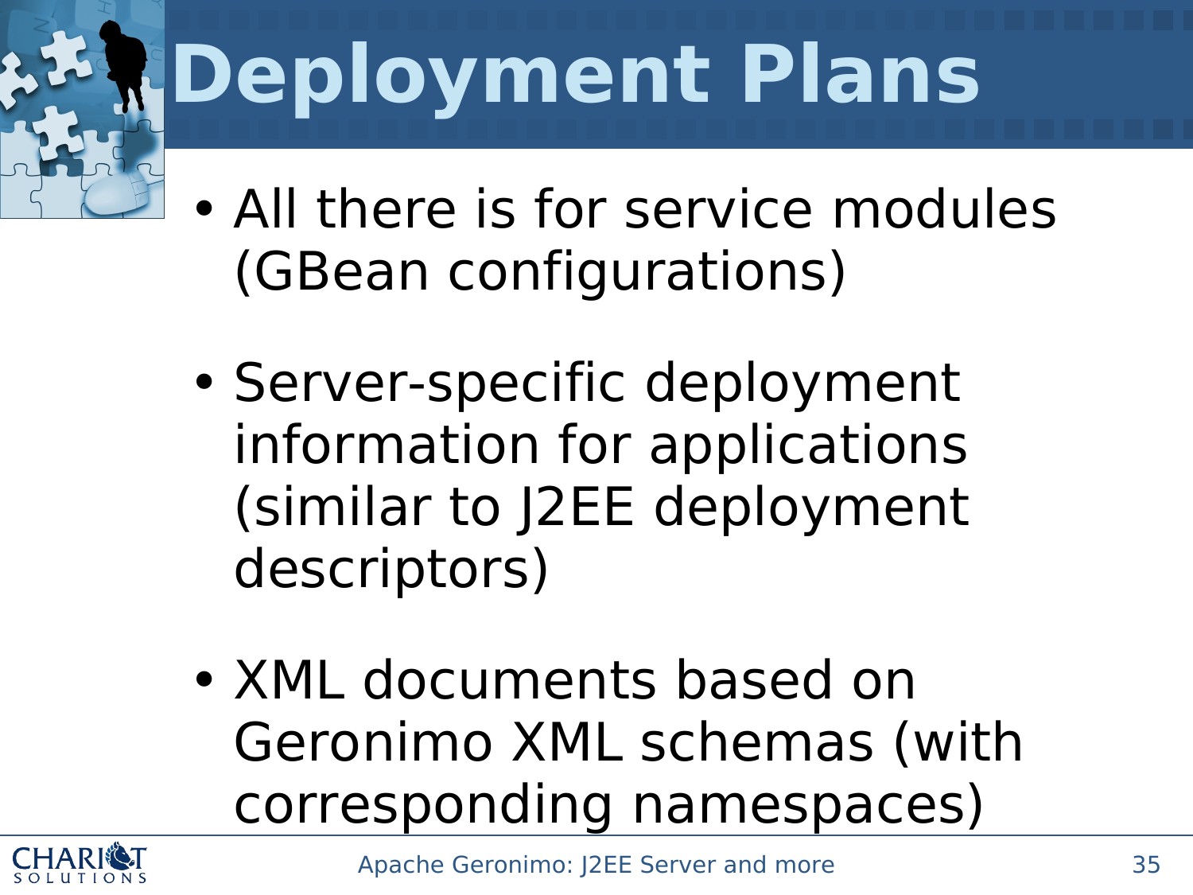# Deployment Plans

- All there is for service modules (GBean configurations)
- Server-specific deployment information for applications (similar to J2EE deployment descriptors)
- XML documents based on Geronimo XML schemas (with corresponding namespaces)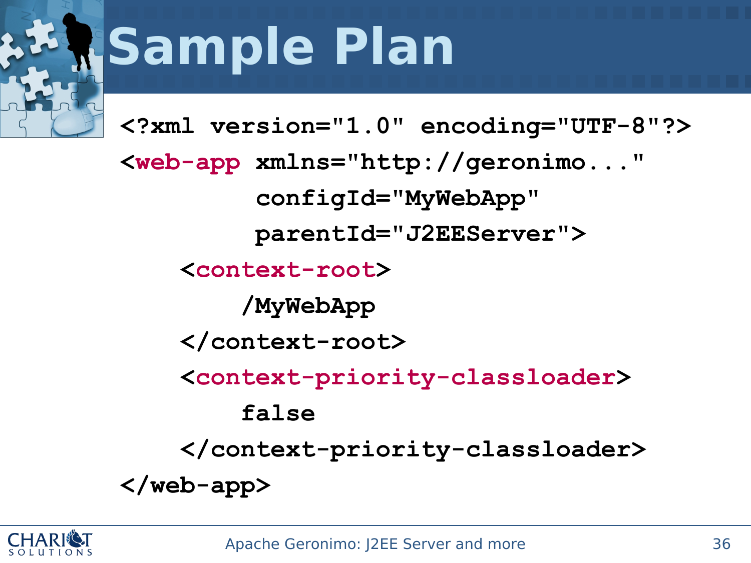# Sample Plan

```xml
<?xml version="1.0" encoding="UTF-8"?>
<web-app xmlns="http://geronimo..."
         configId="MyWebApp"
         parentId="J2EEServer">
    <context-root>
        /MyWebApp
    </context-root>
    <context-priority-classloader>
        false
    </context-priority-classloader>
</web-app>
```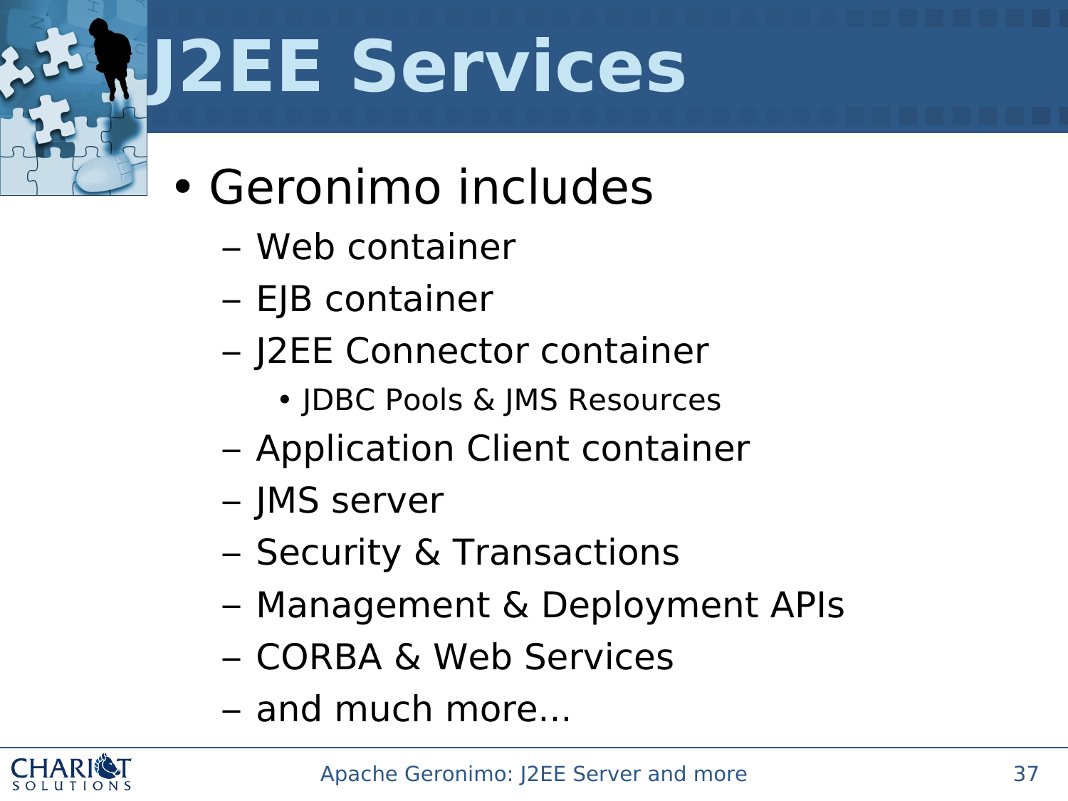# J2EE Services

- Geronimo includes
  - Web container
  - EJB container
  - J2EE Connector container
    - JDBC Pools & JMS Resources
  - Application Client container
  - JMS server
  - Security & Transactions
  - Management & Deployment APIs
  - CORBA & Web Services
  - and much more...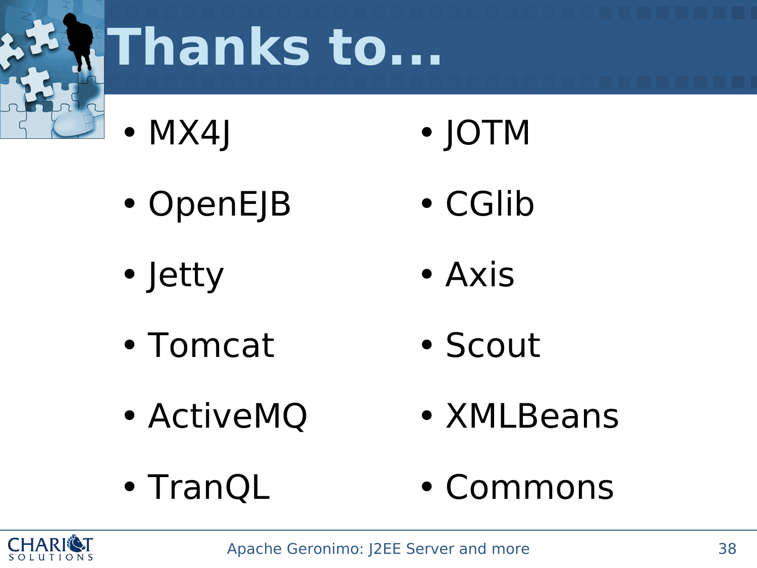# Thanks to…

- MX4J
- OpenEJB
- Jetty
- Tomcat
- ActiveMQ
- TranQL
- JOTM
- CGlib
- Axis
- Scout
- XMLBeans
- Commons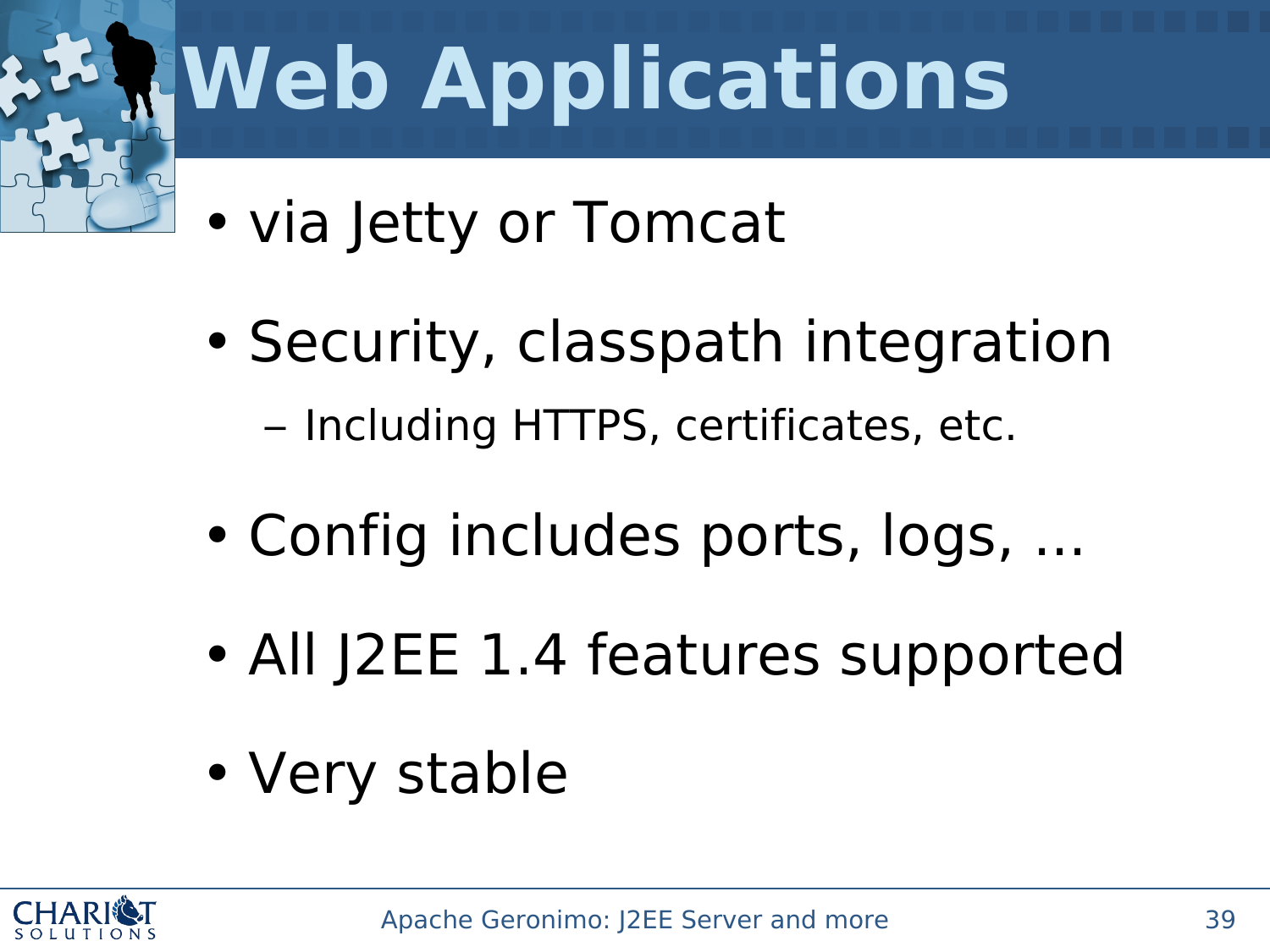# Web Applications

- via Jetty or Tomcat
- Security, classpath integration
  - Including HTTPS, certificates, etc.
- Config includes ports, logs, ...
- All J2EE 1.4 features supported
- Very stable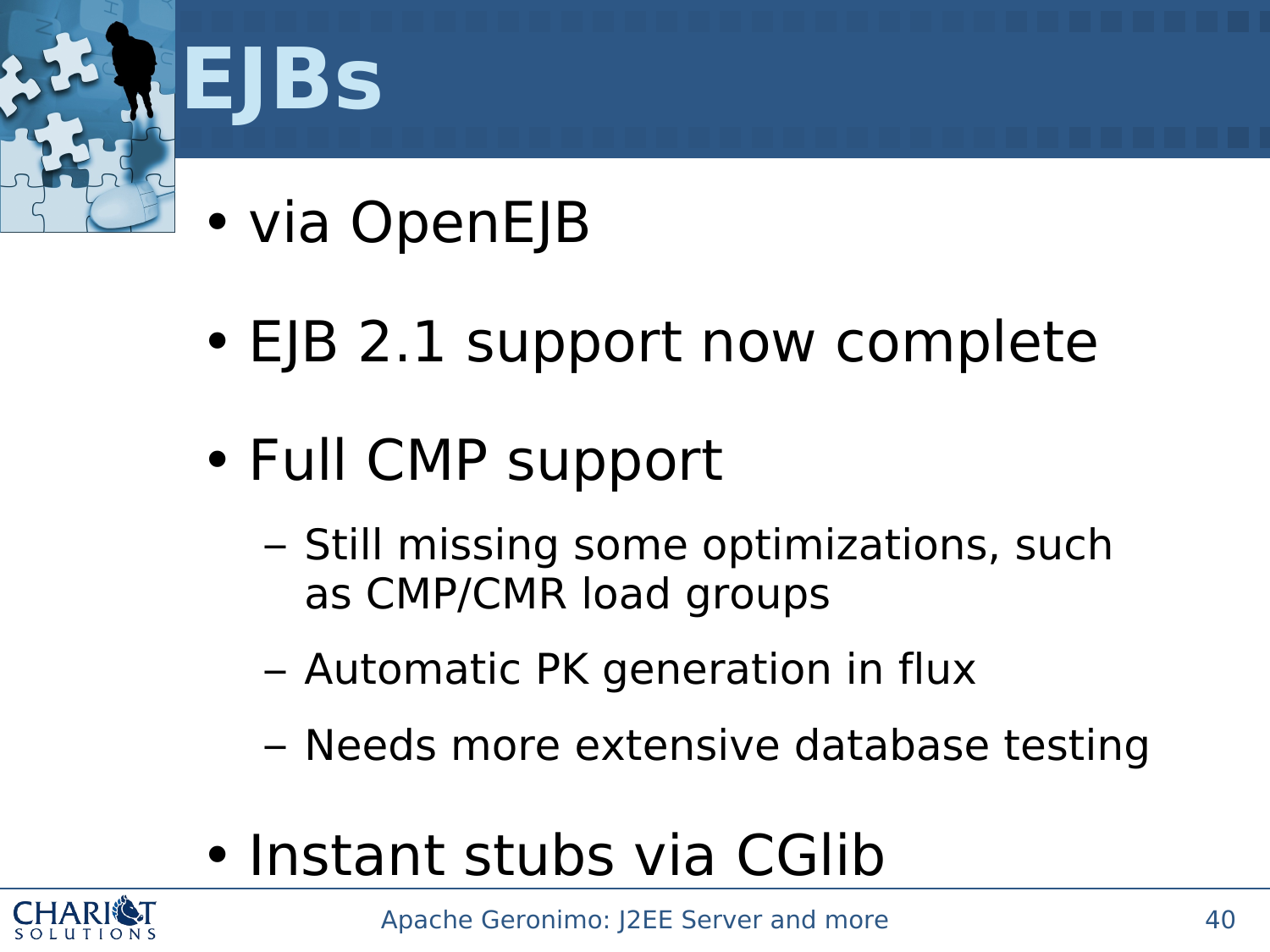# EJBs

- via OpenEJB
- EJB 2.1 support now complete
- Full CMP support
  - Still missing some optimizations, such as CMP/CMR load groups
  - Automatic PK generation in flux
  - Needs more extensive database testing
- Instant stubs via CGlib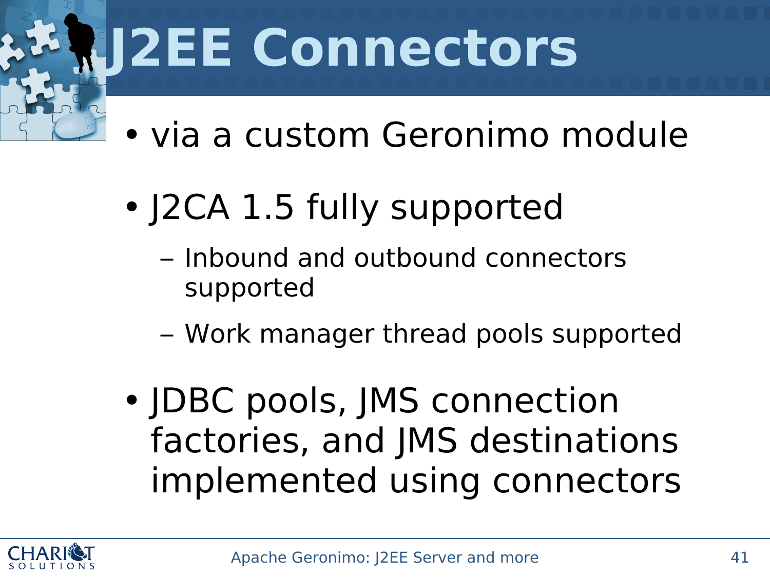# J2EE Connectors

- via a custom Geronimo module
- J2CA 1.5 fully supported
  - Inbound and outbound connectors supported
  - Work manager thread pools supported
- JDBC pools, JMS connection factories, and JMS destinations implemented using connectors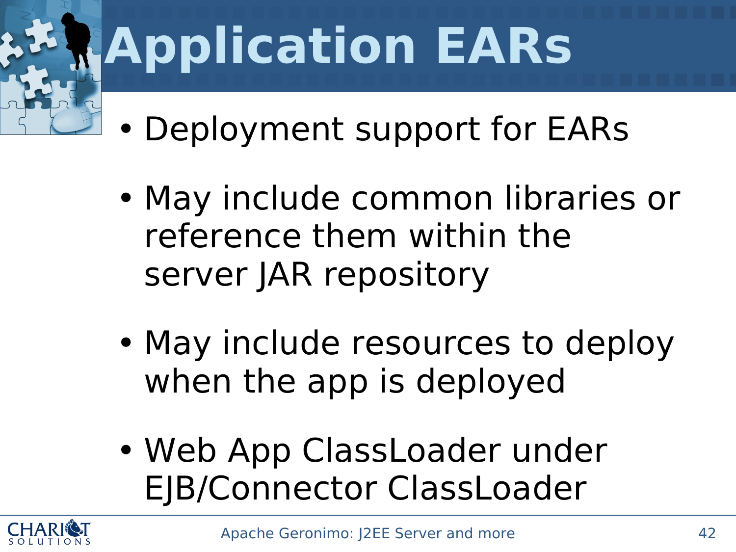# Application EARs

- Deployment support for EARs
- May include common libraries or reference them within the server JAR repository
- May include resources to deploy when the app is deployed
- Web App ClassLoader under EJB/Connector ClassLoader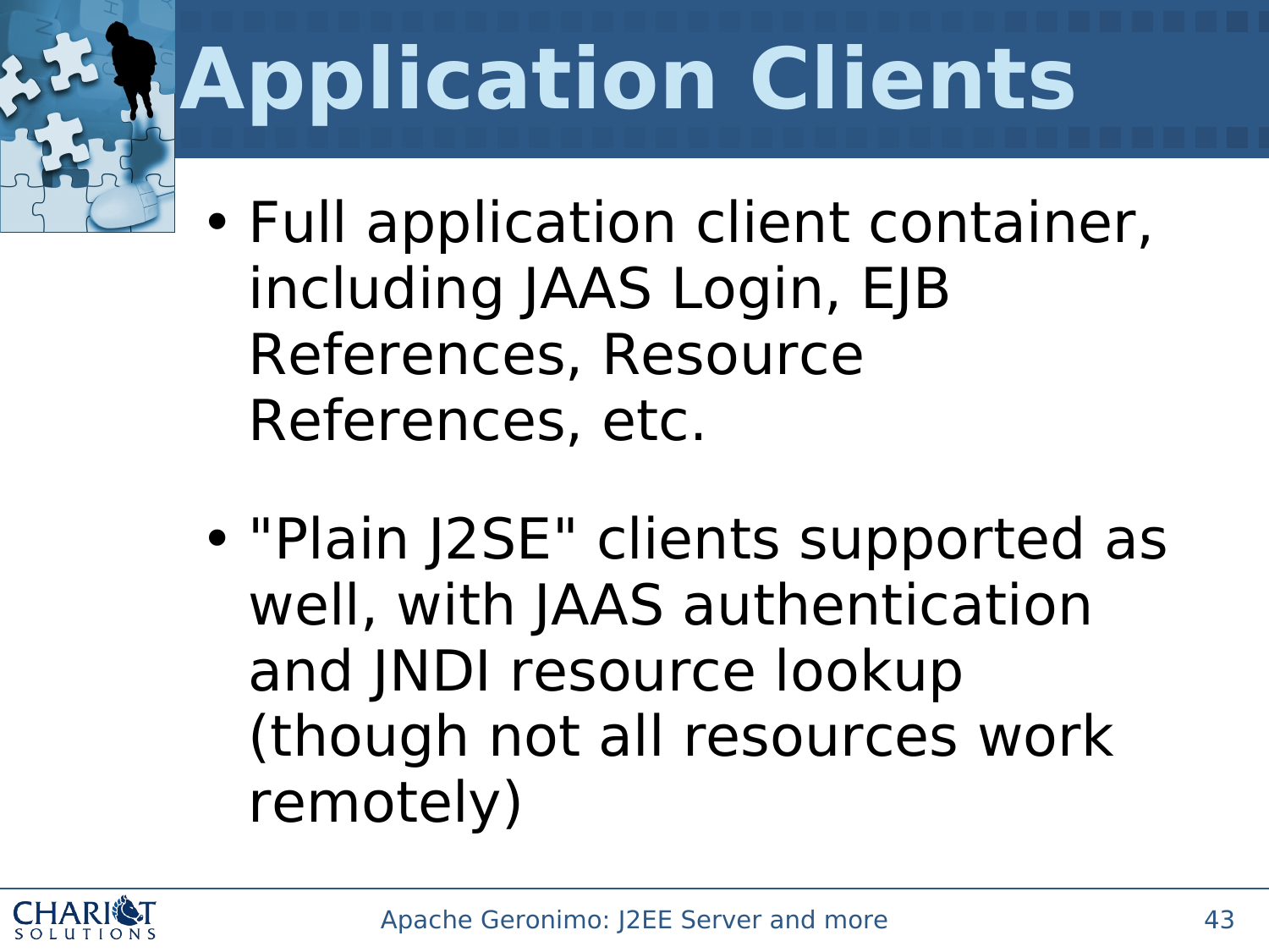# Application Clients

- Full application client container, including JAAS Login, EJB References, Resource References, etc.
- "Plain J2SE" clients supported as well, with JAAS authentication and JNDI resource lookup (though not all resources work remotely)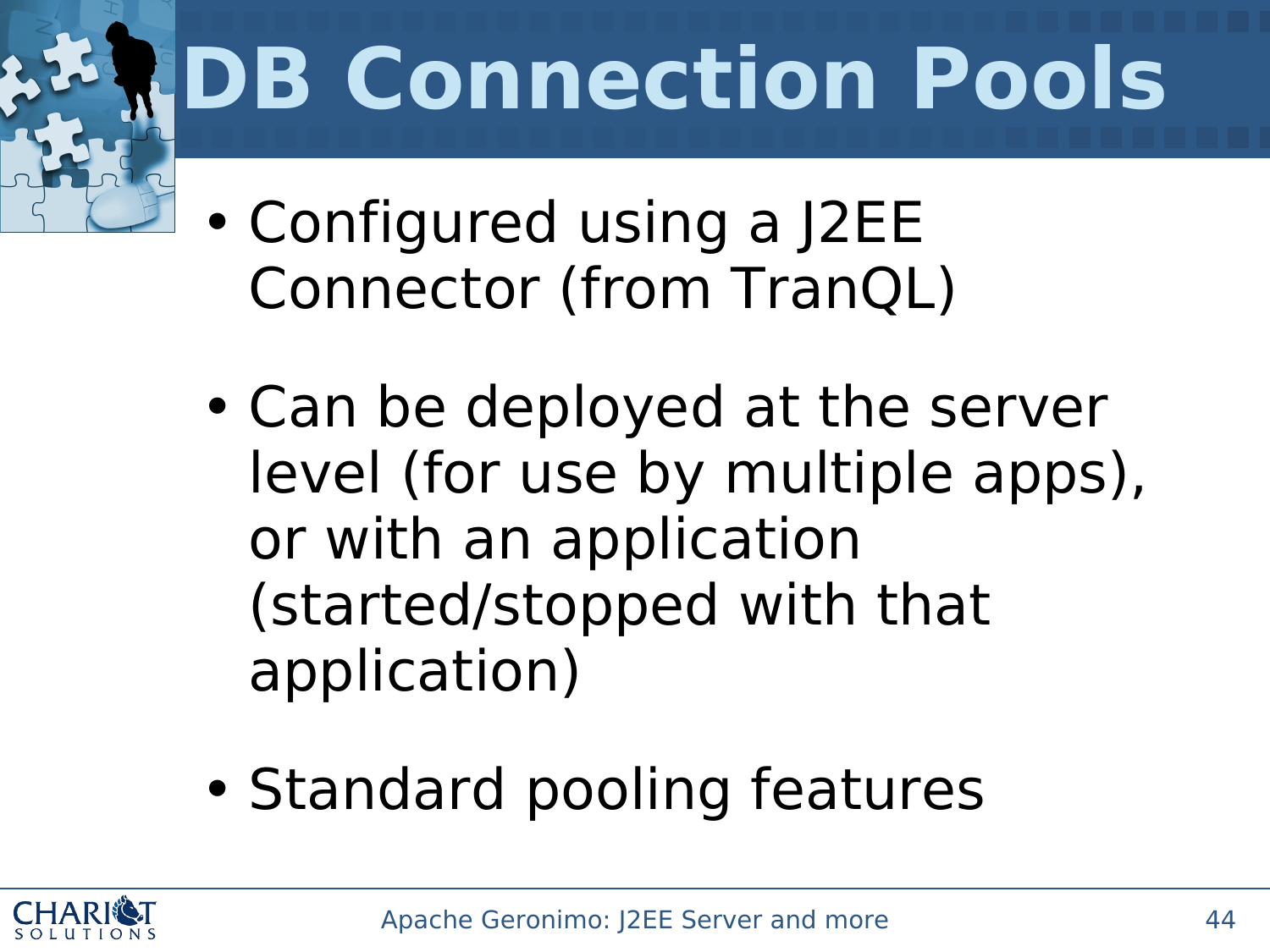# DB Connection Pools

- Configured using a J2EE Connector (from TranQL)
- Can be deployed at the server level (for use by multiple apps), or with an application (started/stopped with that application)
- Standard pooling features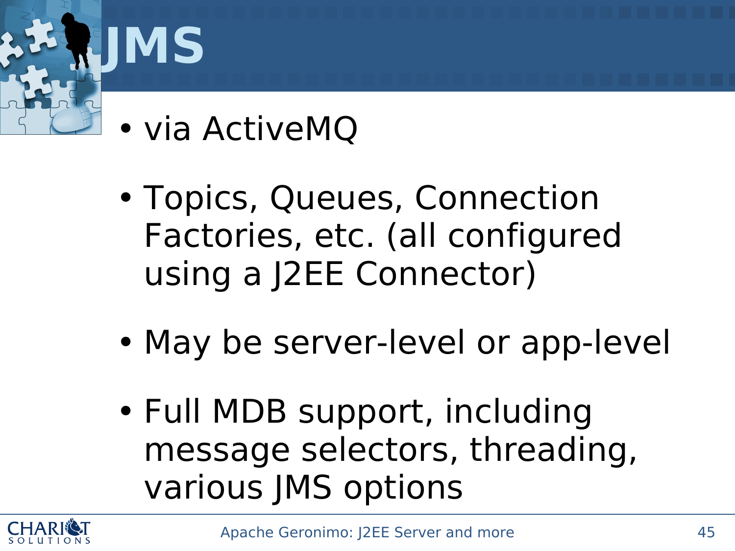# JMS

- via ActiveMQ
- Topics, Queues, Connection Factories, etc. (all configured using a J2EE Connector)
- May be server-level or app-level
- Full MDB support, including message selectors, threading, various JMS options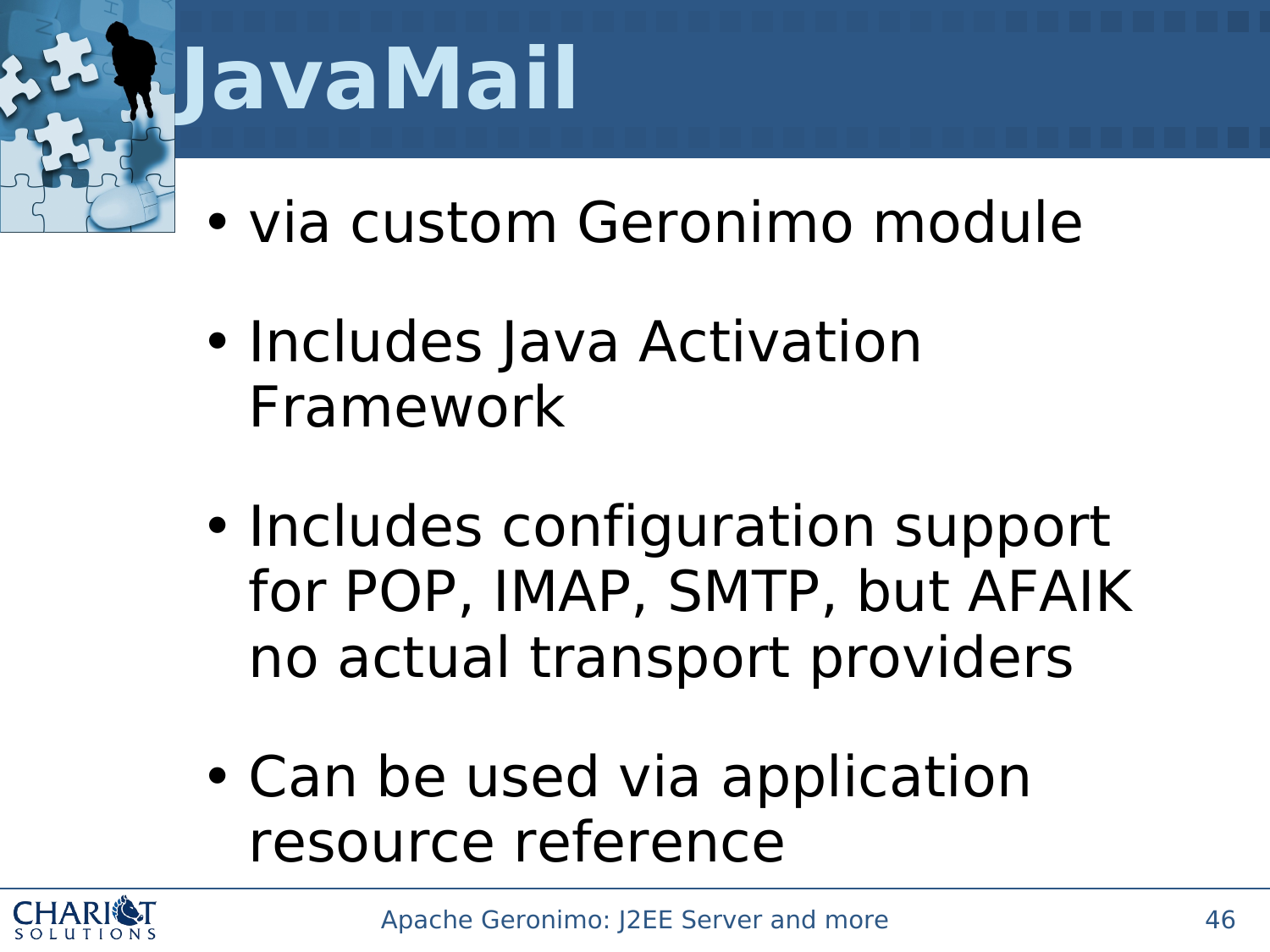# JavaMail

- via custom Geronimo module
- Includes Java Activation Framework
- Includes configuration support for POP, IMAP, SMTP, but AFAIK no actual transport providers
- Can be used via application resource reference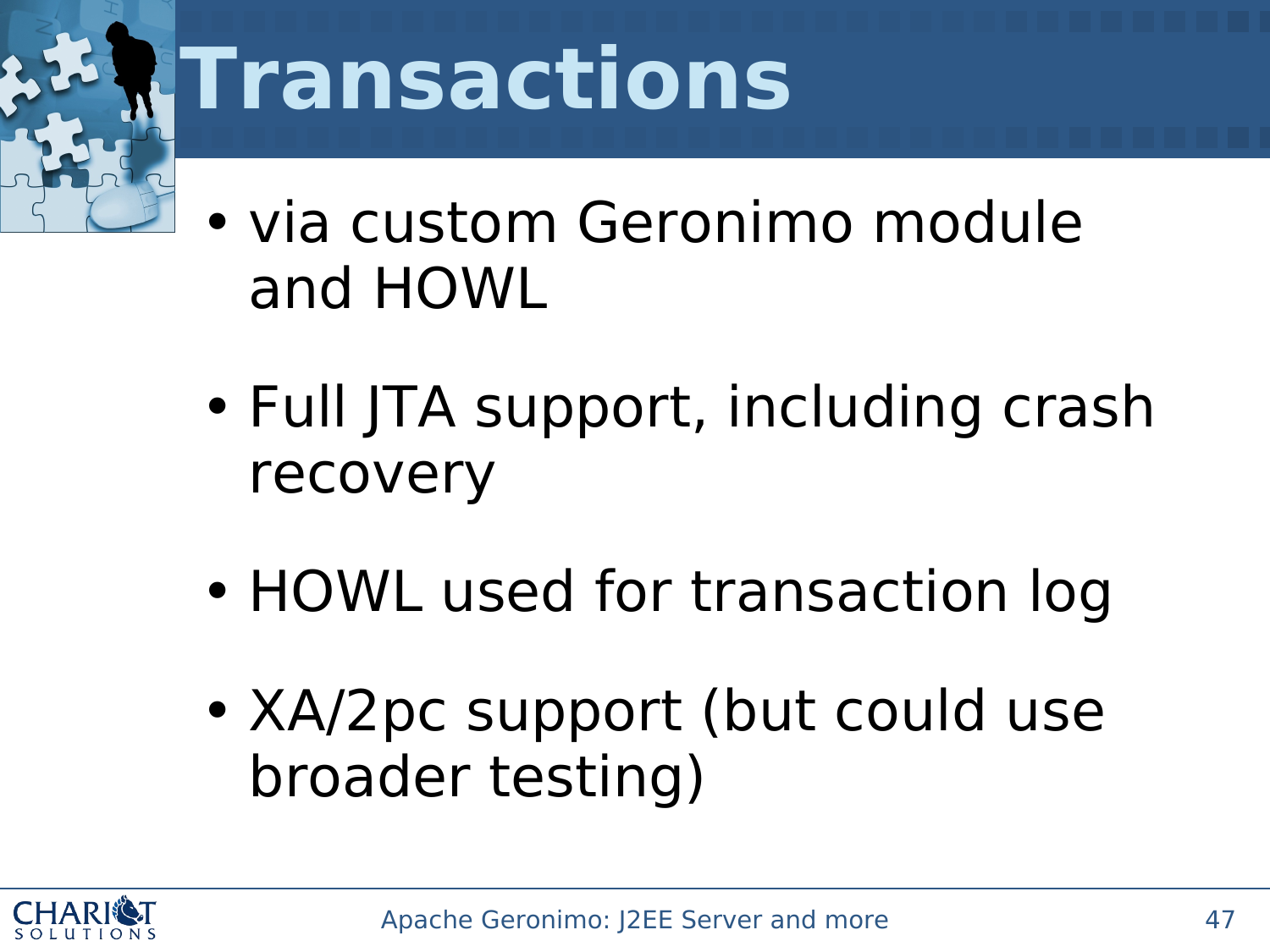# Transactions

- via custom Geronimo module and HOWL
- Full JTA support, including crash recovery
- HOWL used for transaction log
- XA/2pc support (but could use broader testing)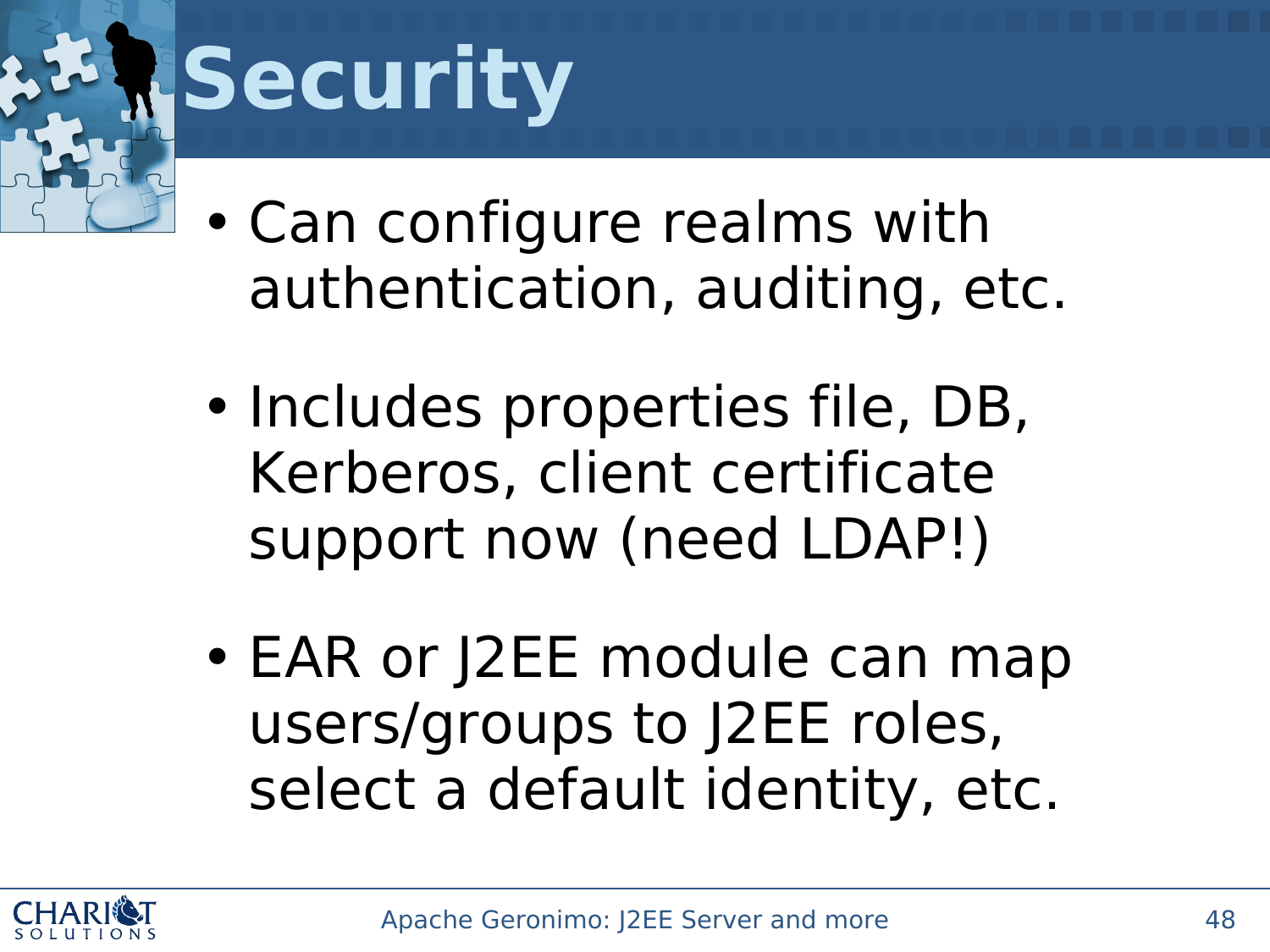# Security

- Can configure realms with authentication, auditing, etc.
- Includes properties file, DB, Kerberos, client certificate support now (need LDAP!)
- EAR or J2EE module can map users/groups to J2EE roles, select a default identity, etc.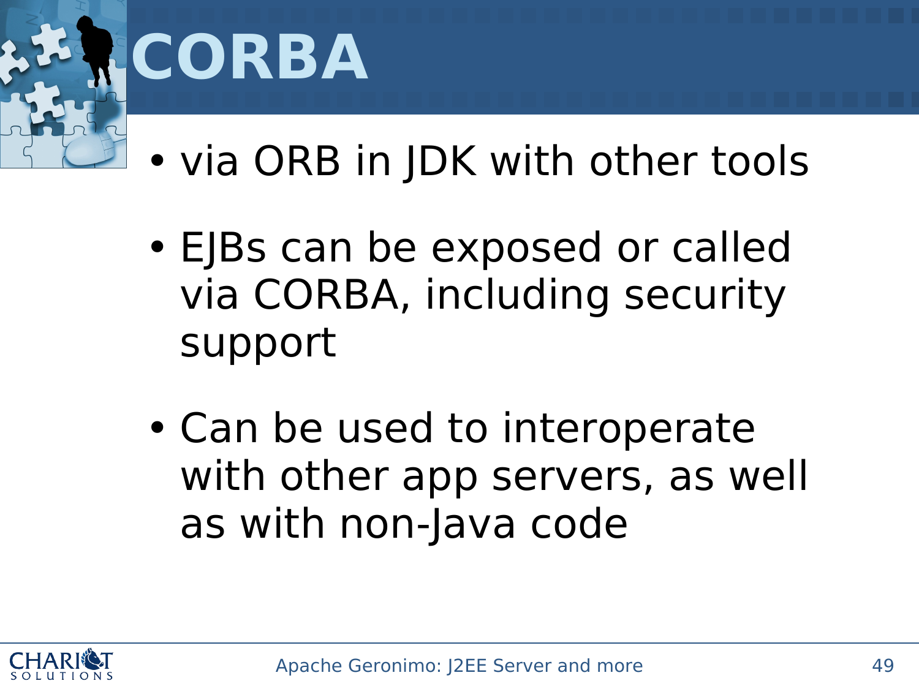# CORBA

- via ORB in JDK with other tools
- EJBs can be exposed or called via CORBA, including security support
- Can be used to interoperate with other app servers, as well as with non-Java code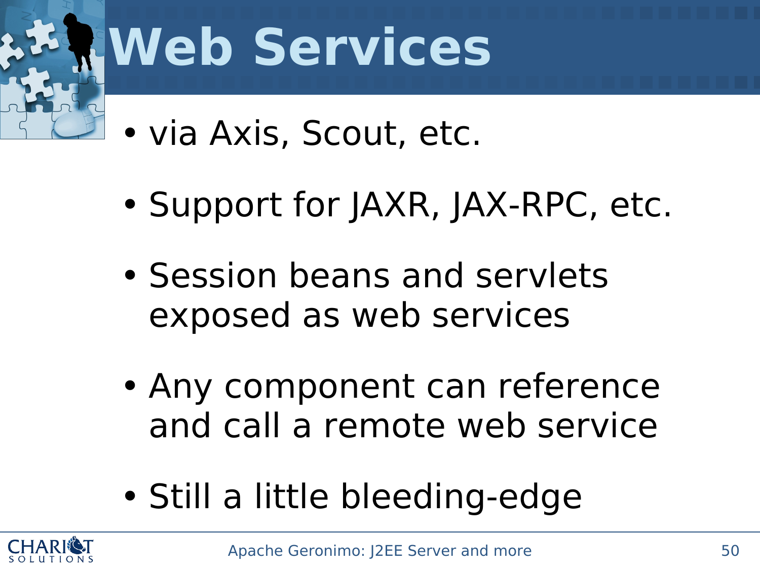# Web Services

- via Axis, Scout, etc.
- Support for JAXR, JAX-RPC, etc.
- Session beans and servlets exposed as web services
- Any component can reference and call a remote web service
- Still a little bleeding-edge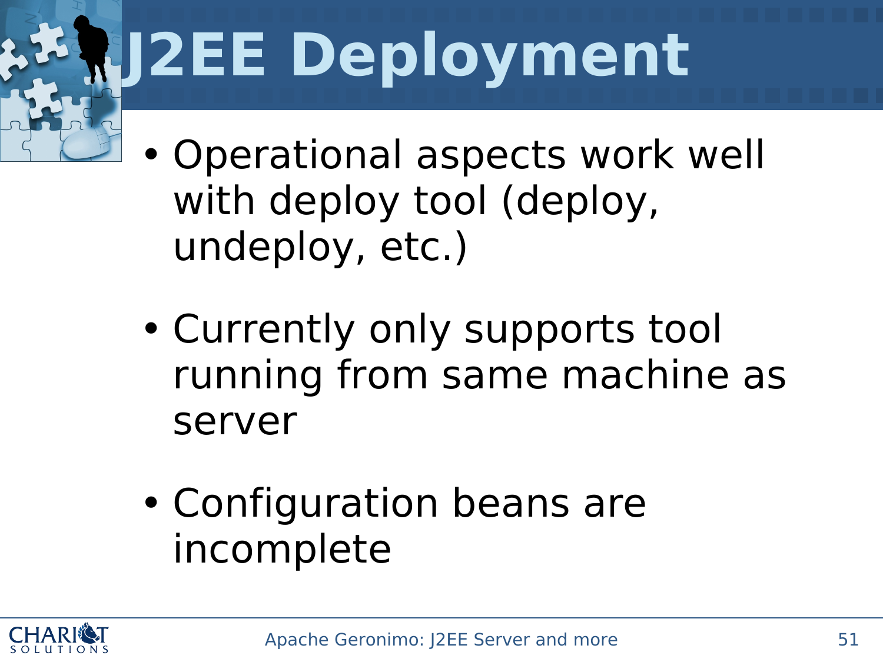# J2EE Deployment

- Operational aspects work well with deploy tool (deploy, undeploy, etc.)
- Currently only supports tool running from same machine as server
- Configuration beans are incomplete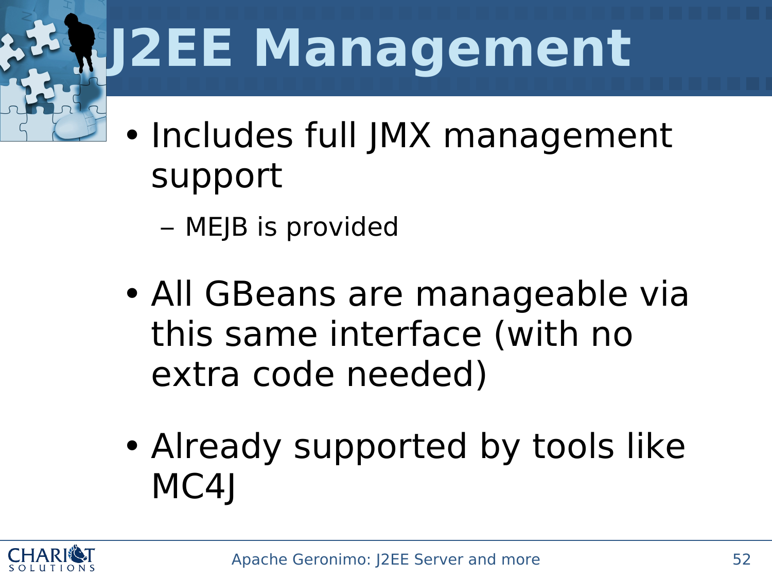# J2EE Management

- Includes full JMX management support
  - MEJB is provided
- All GBeans are manageable via this same interface (with no extra code needed)
- Already supported by tools like MC4J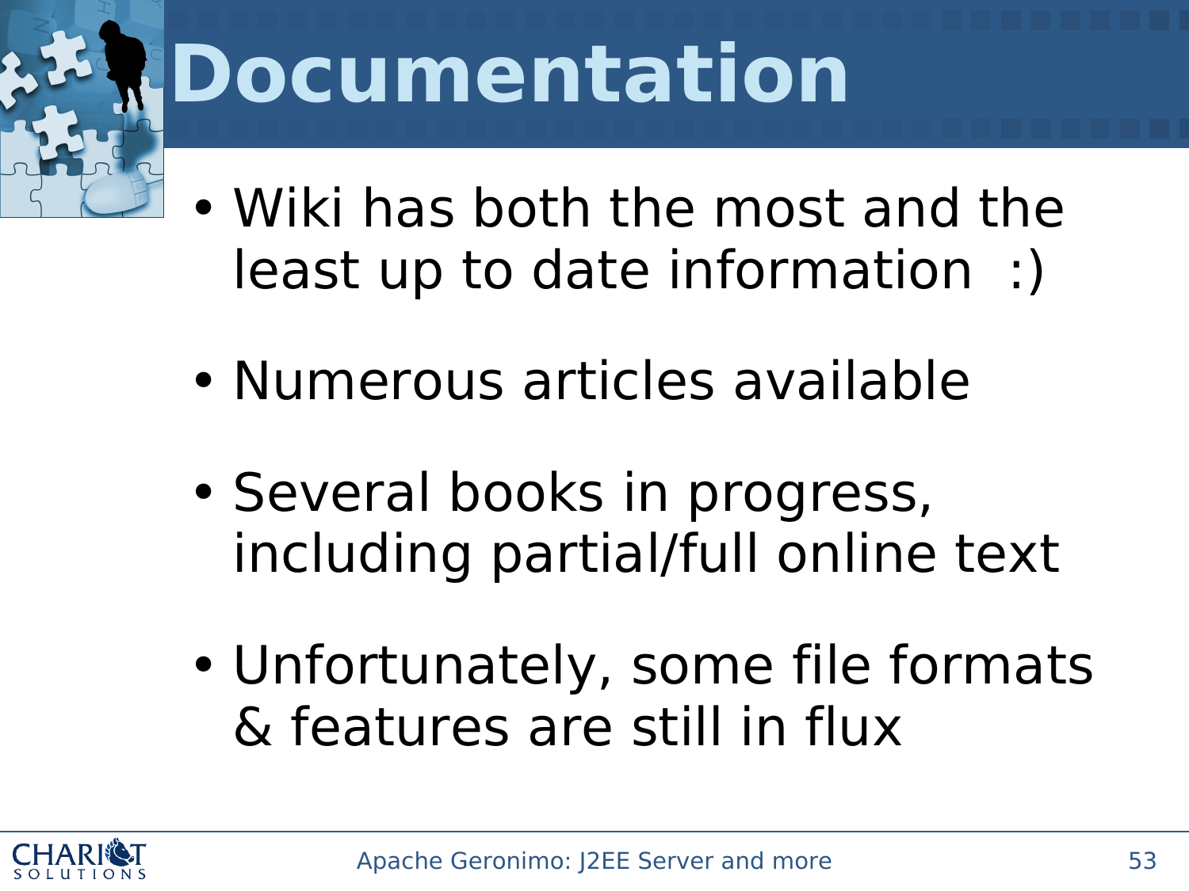# Documentation

- Wiki has both the most and the least up to date information :)
- Numerous articles available
- Several books in progress, including partial/full online text
- Unfortunately, some file formats & features are still in flux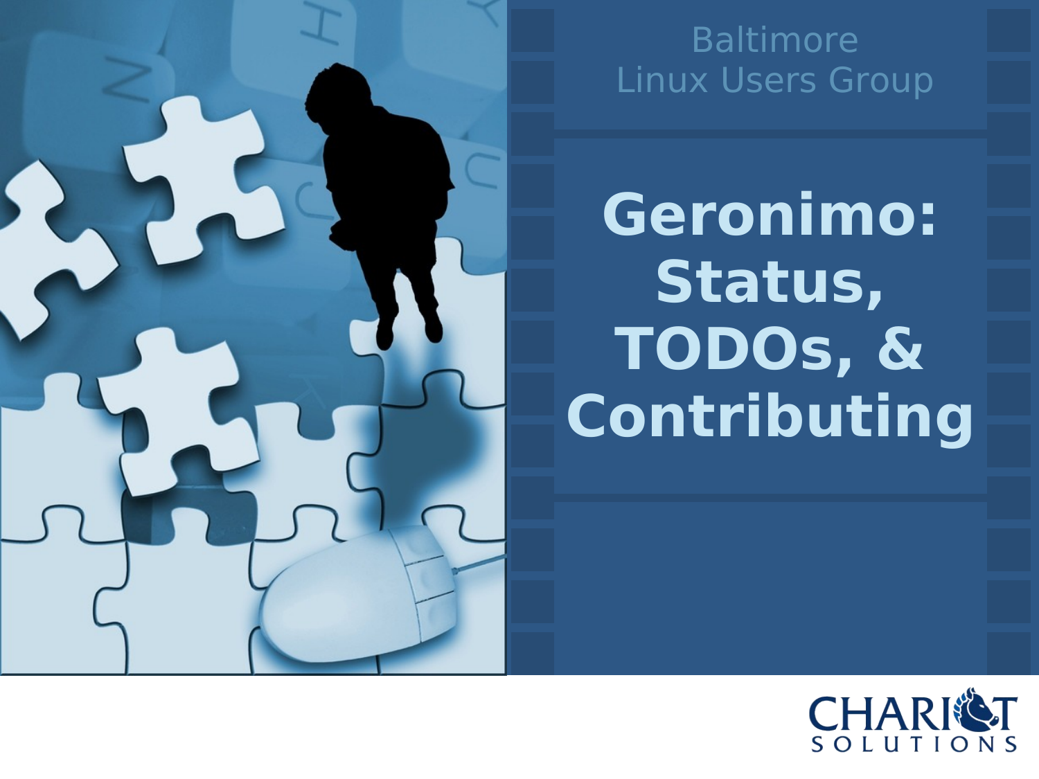Baltimore
Linux Users Group

# Geronimo: Status, TODOs, & Contributing

CHARIOT SOLUTIONS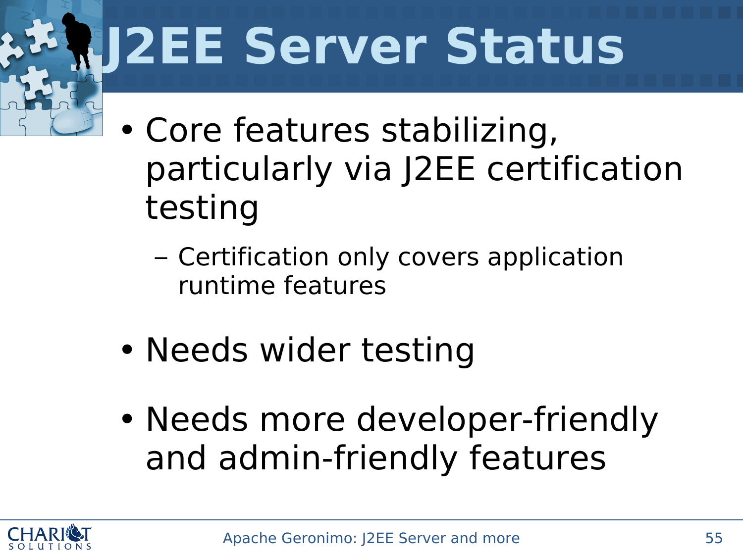# J2EE Server Status

- Core features stabilizing, particularly via J2EE certification testing
  - Certification only covers application runtime features
- Needs wider testing
- Needs more developer-friendly and admin-friendly features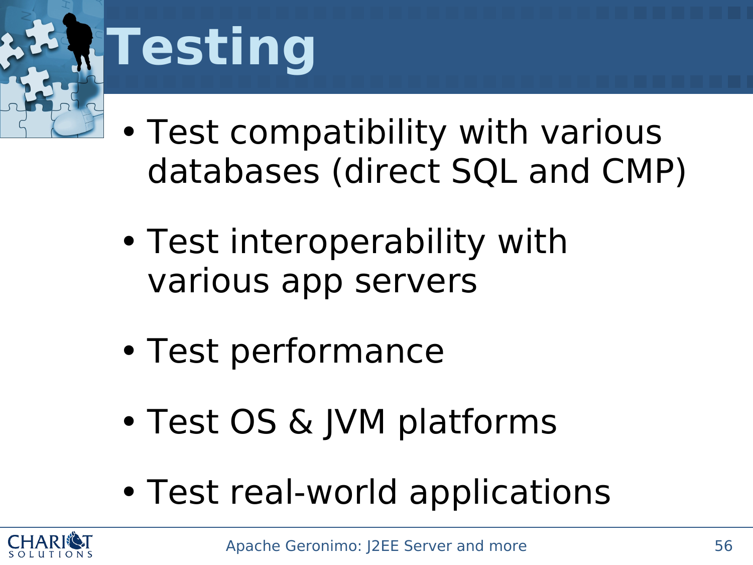# Testing

- Test compatibility with various databases (direct SQL and CMP)
- Test interoperability with various app servers
- Test performance
- Test OS & JVM platforms
- Test real-world applications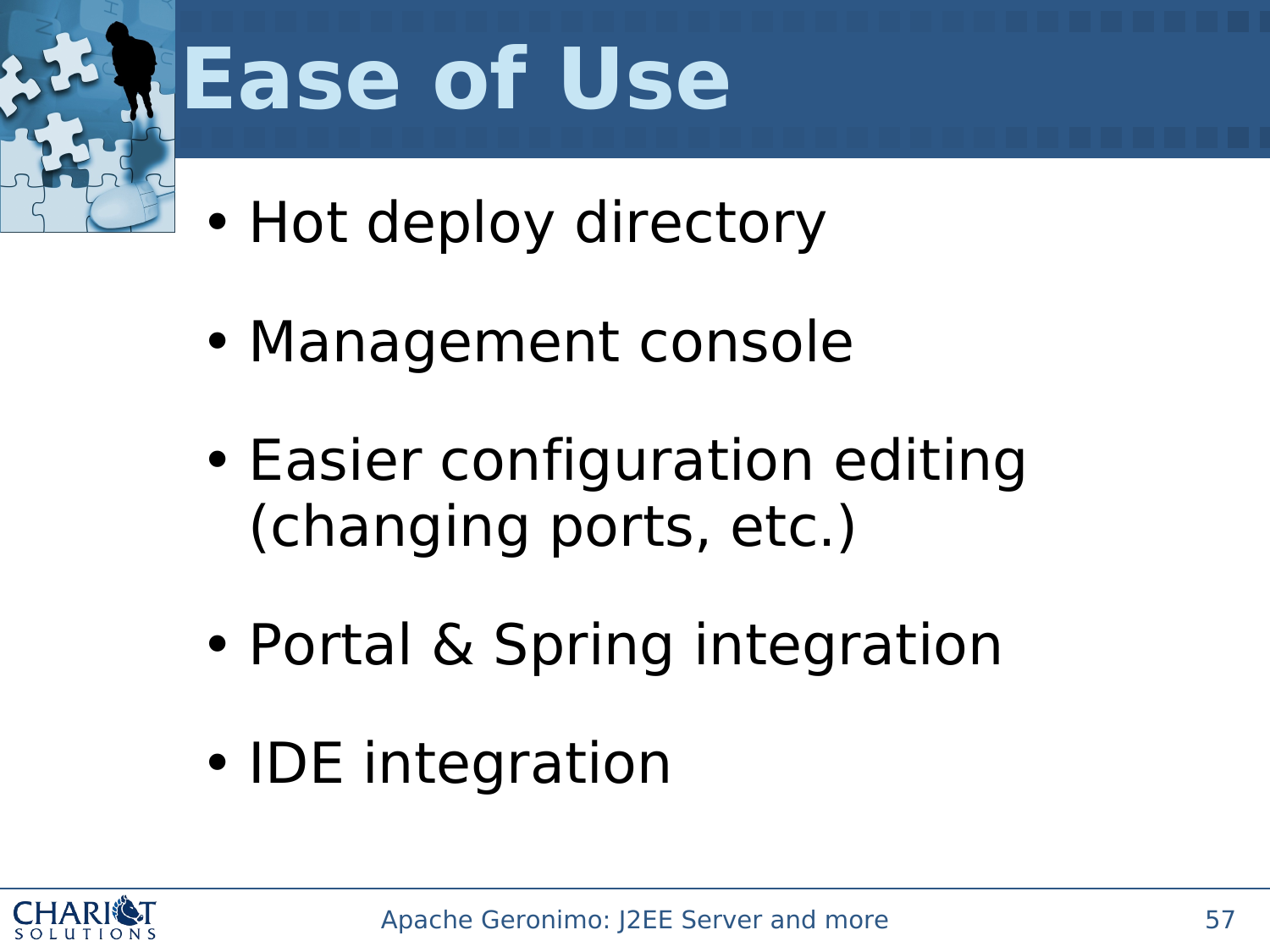# Ease of Use

- Hot deploy directory
- Management console
- Easier configuration editing (changing ports, etc.)
- Portal & Spring integration
- IDE integration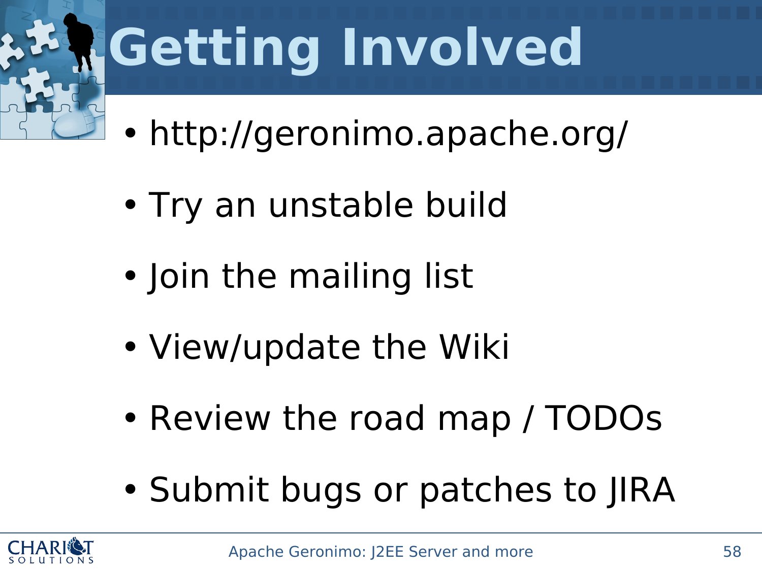# Getting Involved

- http://geronimo.apache.org/
- Try an unstable build
- Join the mailing list
- View/update the Wiki
- Review the road map / TODOs
- Submit bugs or patches to JIRA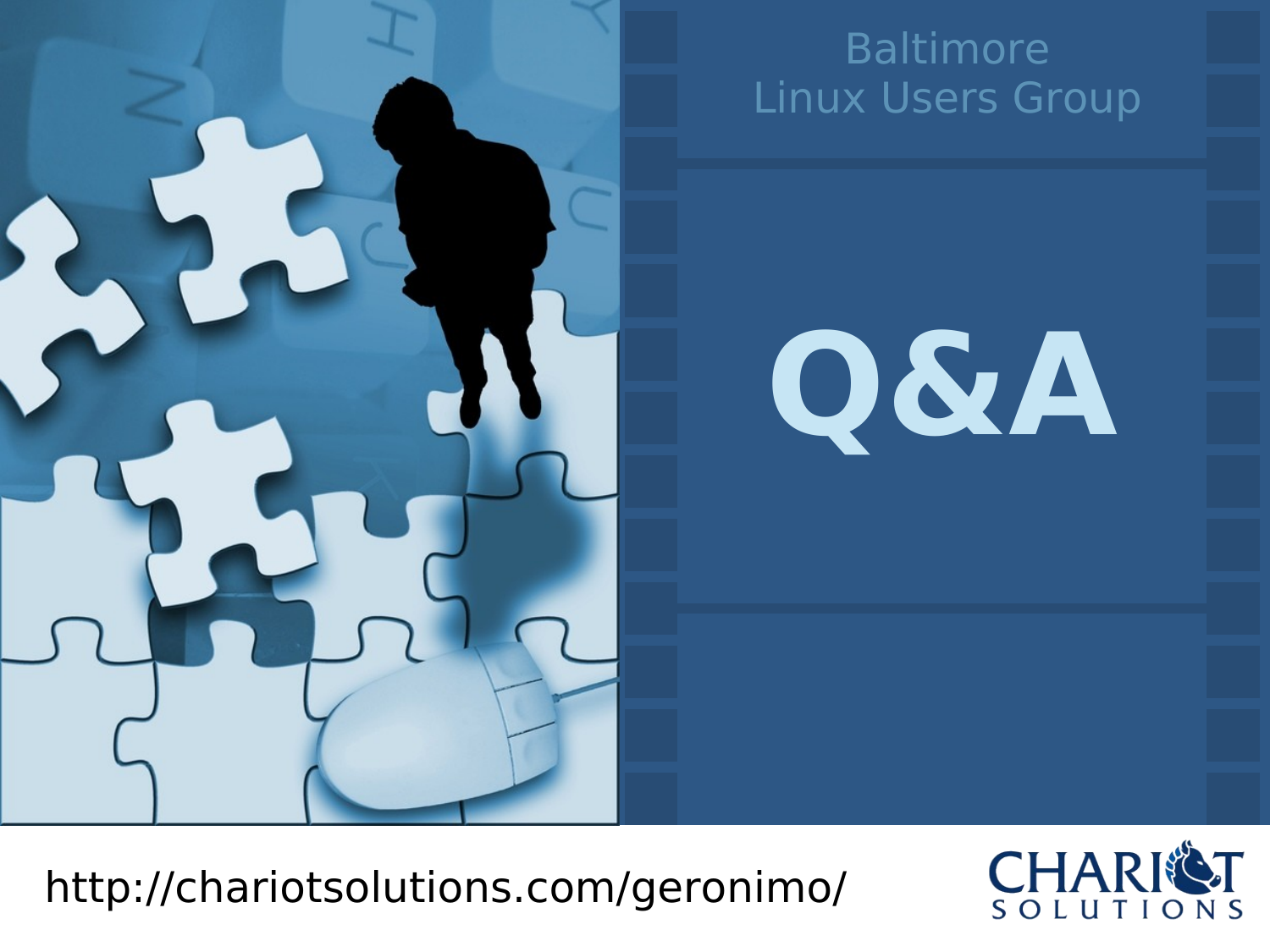Baltimore
Linux Users Group

# Q&A

http://chariotsolutions.com/geronimo/

CHARIOT SOLUTIONS